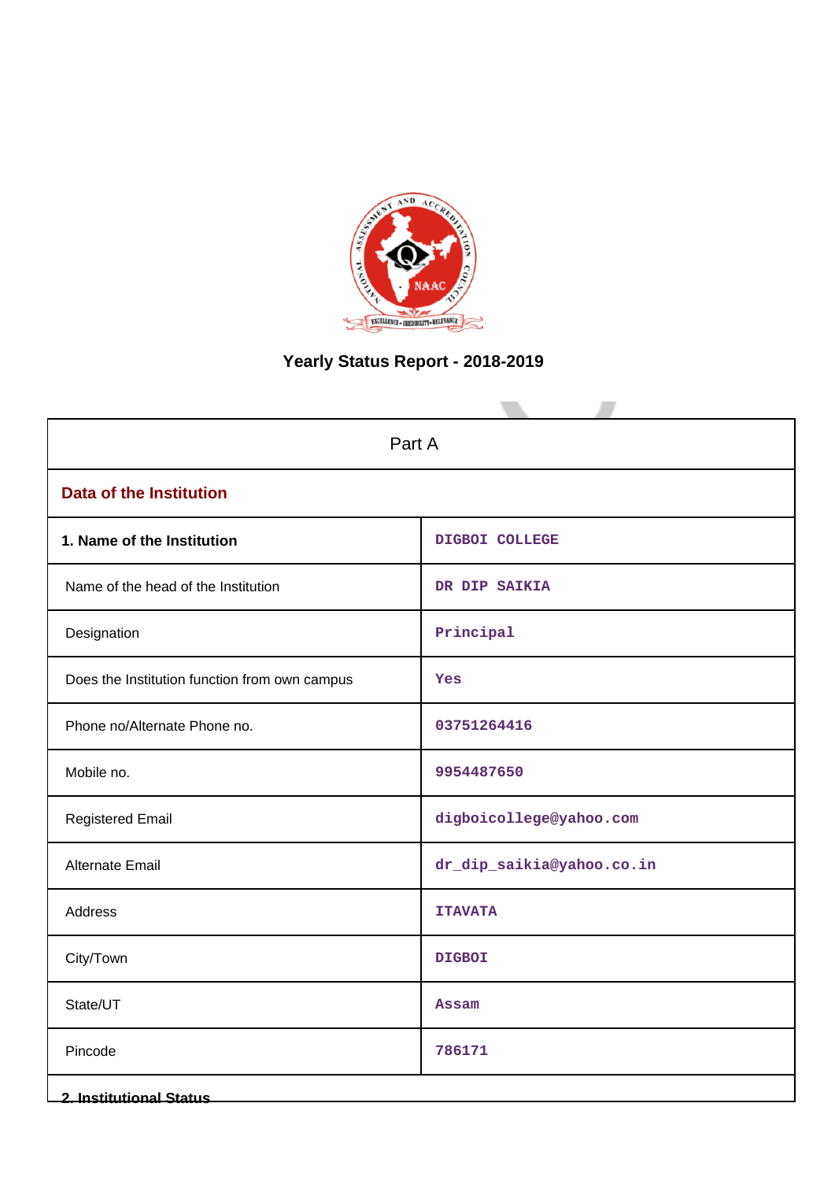# Yearly Status Report - 2018-2019

| Part A | |
|---|---|
| **Data of the Institution** | |
| **1. Name of the Institution** | DIGBOI COLLEGE |
| Name of the head of the Institution | DR DIP SAIKIA |
| Designation | Principal |
| Does the Institution function from own campus | Yes |
| Phone no/Alternate Phone no. | 03751264416 |
| Mobile no. | 9954487650 |
| Registered Email | digboicollege@yahoo.com |
| Alternate Email | dr_dip_saikia@yahoo.co.in |
| Address | ITAVATA |
| City/Town | DIGBOI |
| State/UT | Assam |
| Pincode | 786171 |
| **2. Institutional Status** | |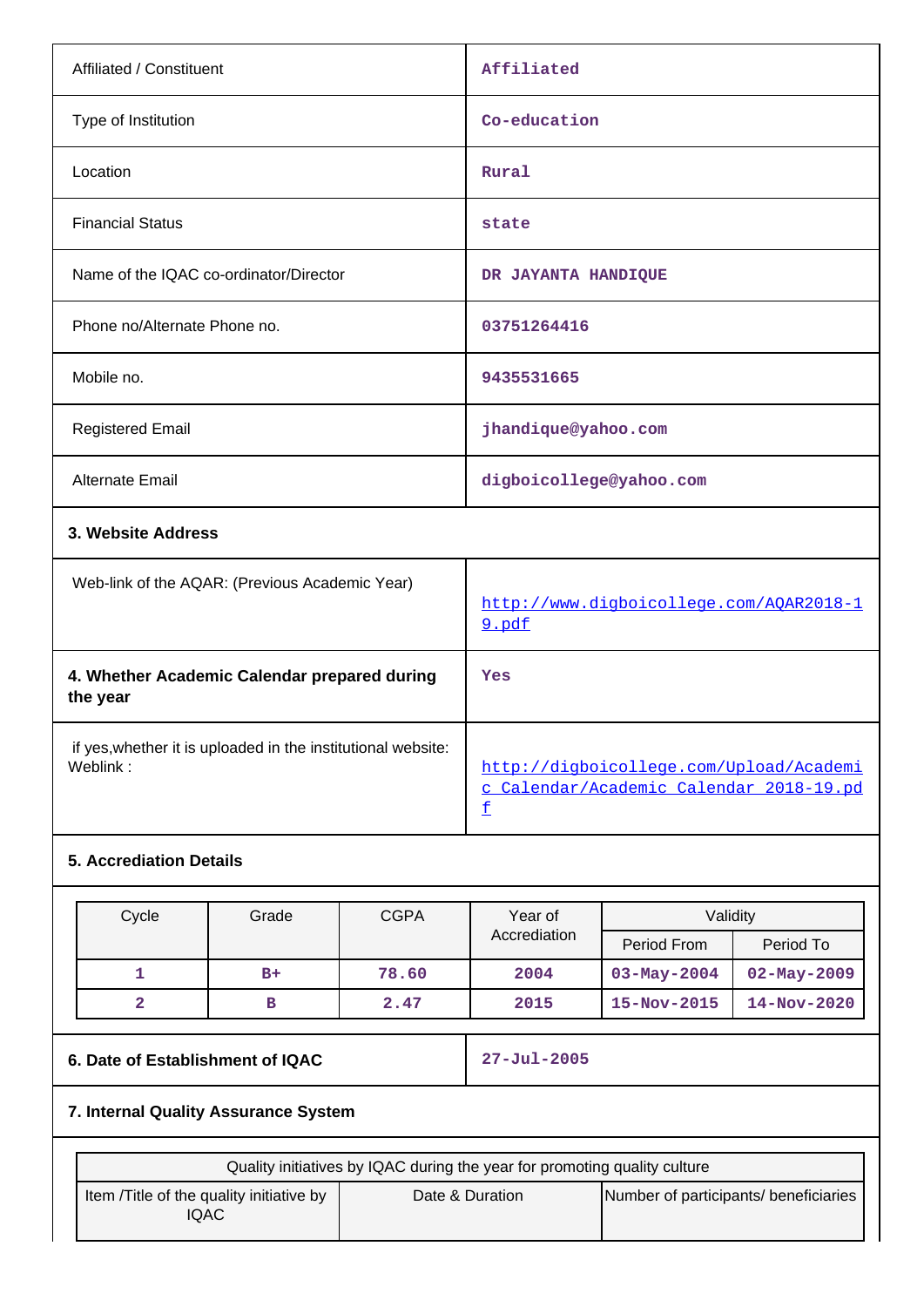| | |
|---|---|
| Affiliated / Constituent | Affiliated |
| Type of Institution | Co-education |
| Location | Rural |
| Financial Status | state |
| Name of the IQAC co-ordinator/Director | DR JAYANTA HANDIQUE |
| Phone no/Alternate Phone no. | 03751264416 |
| Mobile no. | 9435531665 |
| Registered Email | jhandique@yahoo.com |
| Alternate Email | digboicollege@yahoo.com |

**3. Website Address**

| | |
|---|---|
| Web-link of the AQAR: (Previous Academic Year) | http://www.digboicollege.com/AQAR2018-19.pdf |
| **4. Whether Academic Calendar prepared during the year** | Yes |
| if yes,whether it is uploaded in the institutional website: Weblink : | http://digboicollege.com/Upload/Academic Calendar/Academic Calendar 2018-19.pdf |

**5. Accreditation Details**

| Cycle | Grade | CGPA | Year of Accreditation | Validity | |
|---|---|---|---|---|---|
| | | | | Period From | Period To |
| 1 | B+ | 78.60 | 2004 | 03-May-2004 | 02-May-2009 |
| 2 | B | 2.47 | 2015 | 15-Nov-2015 | 14-Nov-2020 |

| | |
|---|---|
| **6. Date of Establishment of IQAC** | 27-Jul-2005 |

**7. Internal Quality Assurance System**

| Quality initiatives by IQAC during the year for promoting quality culture | | |
|---|---|---|
| Item /Title of the quality initiative by IQAC | Date & Duration | Number of participants/ beneficiaries |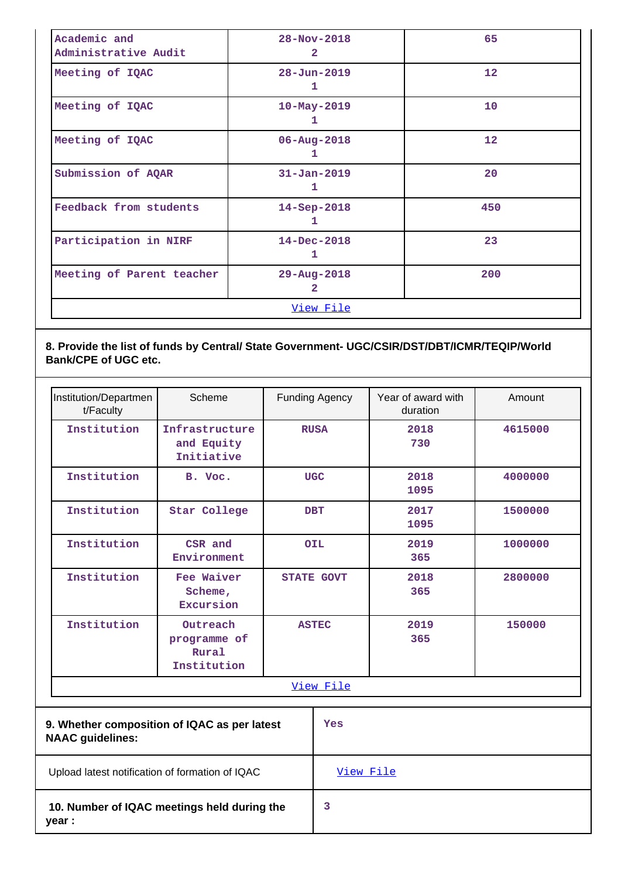| | | |
|---|---|---|
| Academic and Administrative Audit | 28-Nov-2018<br>2 | 65 |
| Meeting of IQAC | 28-Jun-2019<br>1 | 12 |
| Meeting of IQAC | 10-May-2019<br>1 | 10 |
| Meeting of IQAC | 06-Aug-2018<br>1 | 12 |
| Submission of AQAR | 31-Jan-2019<br>1 | 20 |
| Feedback from students | 14-Sep-2018<br>1 | 450 |
| Participation in NIRF | 14-Dec-2018<br>1 | 23 |
| Meeting of Parent teacher | 29-Aug-2018<br>2 | 200 |
| View File | | |

**8. Provide the list of funds by Central/ State Government- UGC/CSIR/DST/DBT/ICMR/TEQIP/World Bank/CPE of UGC etc.**

| Institution/Department/Faculty | Scheme | Funding Agency | Year of award with duration | Amount |
|---|---|---|---|---|
| Institution | Infrastructure and Equity Initiative | RUSA | 2018<br>730 | 4615000 |
| Institution | B. Voc. | UGC | 2018<br>1095 | 4000000 |
| Institution | Star College | DBT | 2017<br>1095 | 1500000 |
| Institution | CSR and Environment | OIL | 2019<br>365 | 1000000 |
| Institution | Fee Waiver Scheme, Excursion | STATE GOVT | 2018<br>365 | 2800000 |
| Institution | Outreach programme of Rural Institution | ASTEC | 2019<br>365 | 150000 |
| View File | | | | |

| | |
|---|---|
| **9. Whether composition of IQAC as per latest NAAC guidelines:** | Yes |
| Upload latest notification of formation of IQAC | View File |
| **10. Number of IQAC meetings held during the year :** | 3 |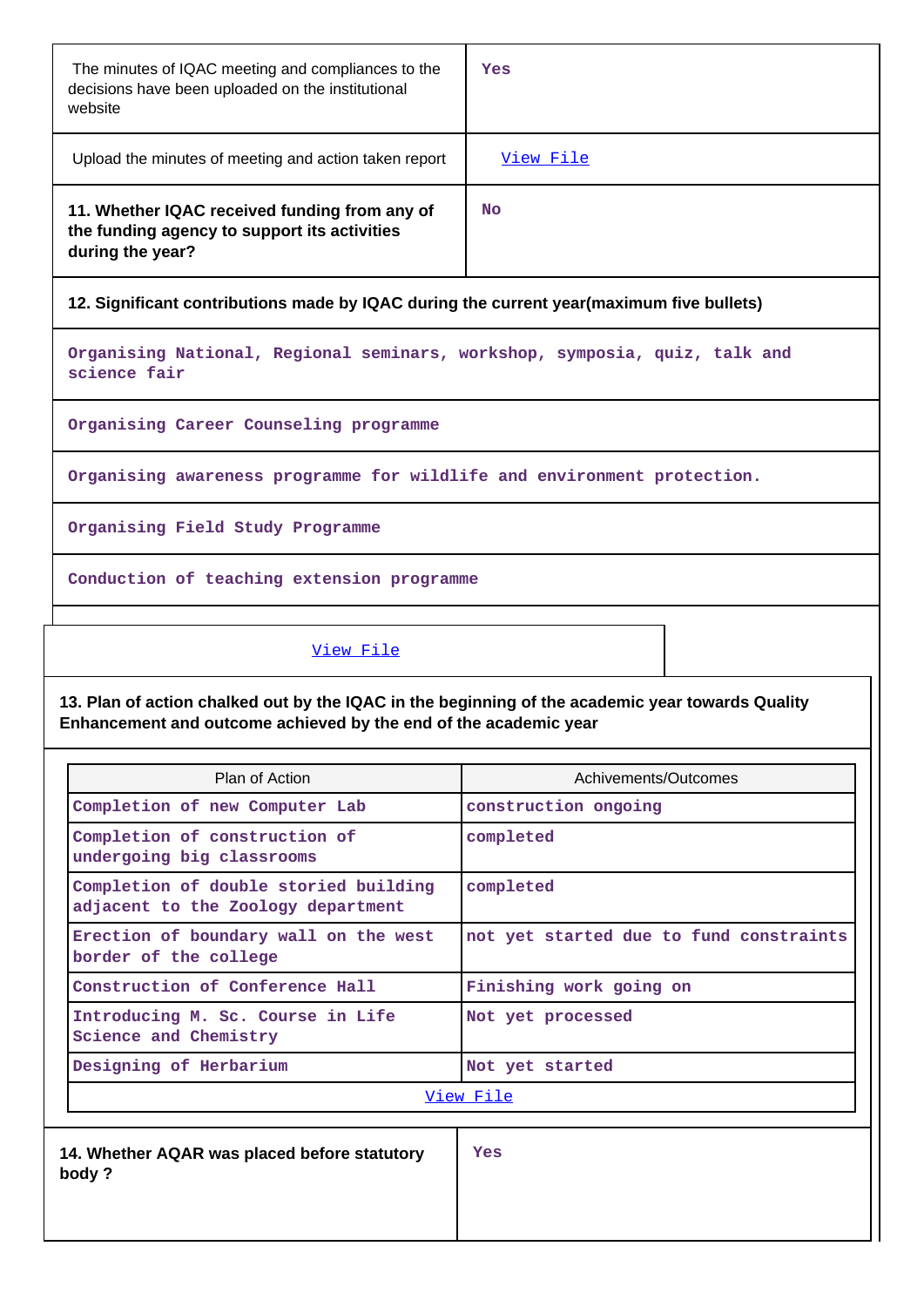| | |
|---|---|
| The minutes of IQAC meeting and compliances to the decisions have been uploaded on the institutional website | Yes |
| Upload the minutes of meeting and action taken report | View File |
| **11. Whether IQAC received funding from any of the funding agency to support its activities during the year?** | No |

**12. Significant contributions made by IQAC during the current year(maximum five bullets)**

- Organising National, Regional seminars, workshop, symposia, quiz, talk and science fair
- Organising Career Counseling programme
- Organising awareness programme for wildlife and environment protection.
- Organising Field Study Programme
- Conduction of teaching extension programme

View File

**13. Plan of action chalked out by the IQAC in the beginning of the academic year towards Quality Enhancement and outcome achieved by the end of the academic year**

| Plan of Action | Achivements/Outcomes |
|---|---|
| Completion of new Computer Lab | construction ongoing |
| Completion of construction of undergoing big classrooms | completed |
| Completion of double storied building adjacent to the Zoology department | completed |
| Erection of boundary wall on the west border of the college | not yet started due to fund constraints |
| Construction of Conference Hall | Finishing work going on |
| Introducing M. Sc. Course in Life Science and Chemistry | Not yet processed |
| Designing of Herbarium | Not yet started |

View File

| | |
|---|---|
| **14. Whether AQAR was placed before statutory body ?** | Yes |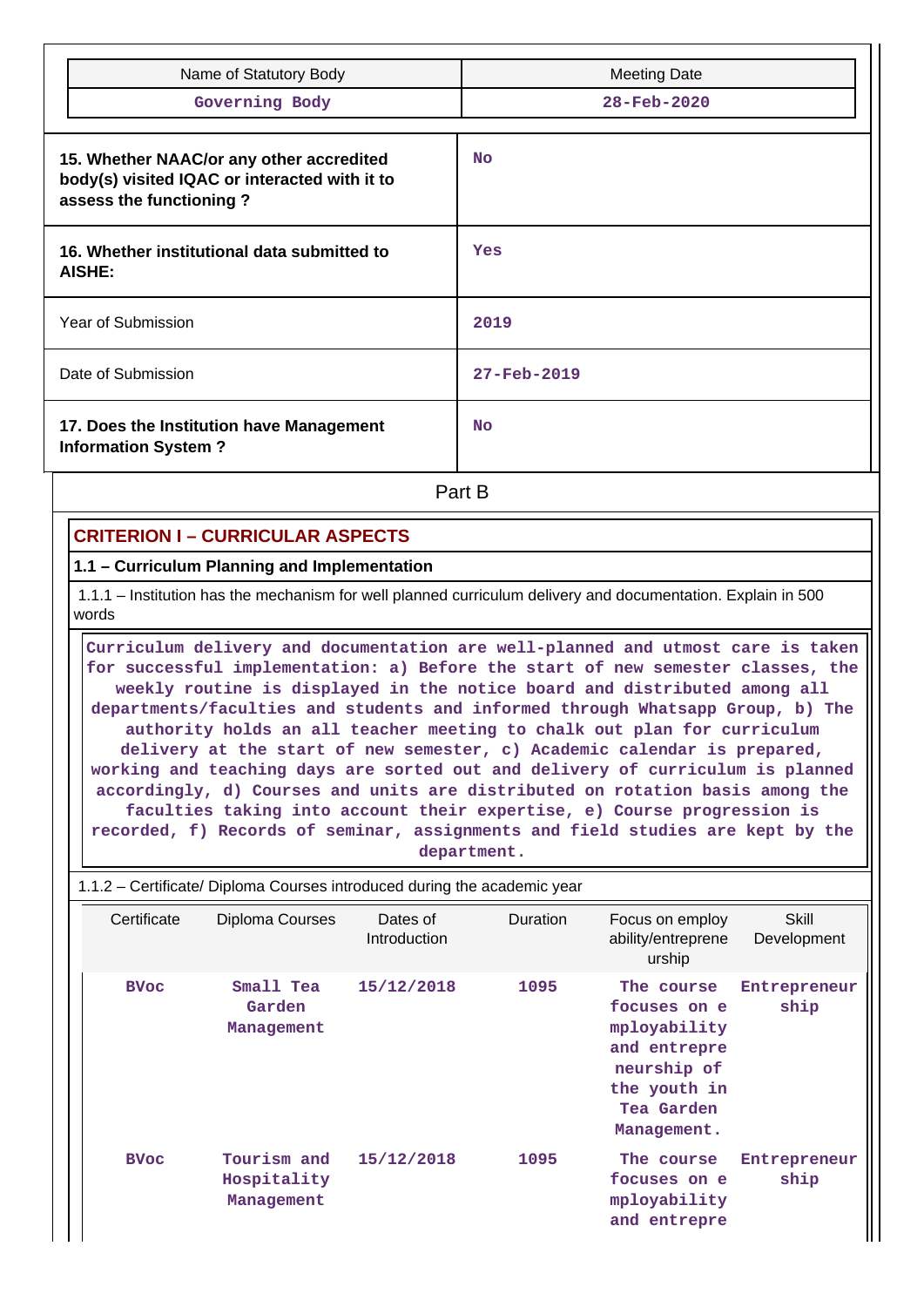| Name of Statutory Body | Meeting Date |
|---|---|
| Governing Body | 28-Feb-2020 |

| | |
|---|---|
| **15. Whether NAAC/or any other accredited body(s) visited IQAC or interacted with it to assess the functioning ?** | No |
| **16. Whether institutional data submitted to AISHE:** | Yes |
| Year of Submission | 2019 |
| Date of Submission | 27-Feb-2019 |
| **17. Does the Institution have Management Information System ?** | No |

Part B

## CRITERION I – CURRICULAR ASPECTS

### 1.1 – Curriculum Planning and Implementation

1.1.1 – Institution has the mechanism for well planned curriculum delivery and documentation. Explain in 500 words

Curriculum delivery and documentation are well-planned and utmost care is taken for successful implementation: a) Before the start of new semester classes, the weekly routine is displayed in the notice board and distributed among all departments/faculties and students and informed through Whatsapp Group, b) The authority holds an all teacher meeting to chalk out plan for curriculum delivery at the start of new semester, c) Academic calendar is prepared, working and teaching days are sorted out and delivery of curriculum is planned accordingly, d) Courses and units are distributed on rotation basis among the faculties taking into account their expertise, e) Course progression is recorded, f) Records of seminar, assignments and field studies are kept by the department.

1.1.2 – Certificate/ Diploma Courses introduced during the academic year

| Certificate | Diploma Courses | Dates of Introduction | Duration | Focus on employ ability/entreprene urship | Skill Development |
|---|---|---|---|---|---|
| BVoc | Small Tea Garden Management | 15/12/2018 | 1095 | The course focuses on employability and entrepreneurship of the youth in Tea Garden Management. | Entrepreneur ship |
| BVoc | Tourism and Hospitality Management | 15/12/2018 | 1095 | The course focuses on employability and entrepre | Entrepreneur ship |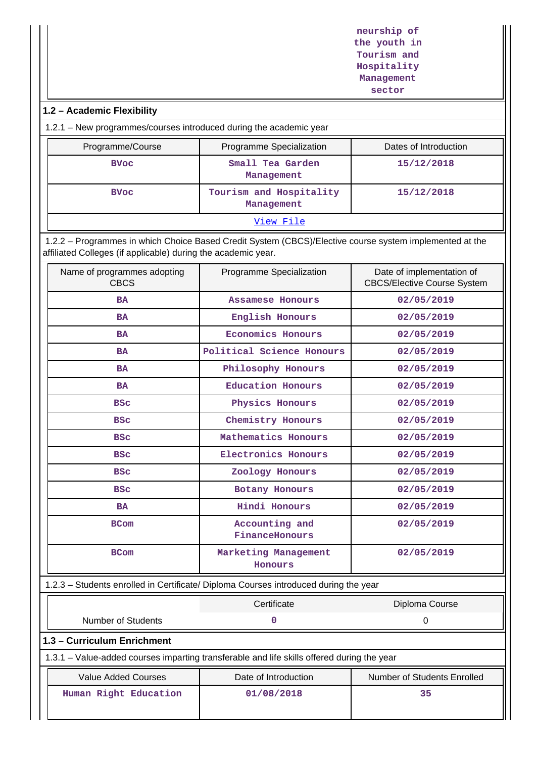| | | neurship of the youth in Tourism and Hospitality Management sector |
|---|---|---|

## 1.2 – Academic Flexibility

1.2.1 – New programmes/courses introduced during the academic year

| Programme/Course | Programme Specialization | Dates of Introduction |
|---|---|---|
| BVoc | Small Tea Garden Management | 15/12/2018 |
| BVoc | Tourism and Hospitality Management | 15/12/2018 |

View File

1.2.2 – Programmes in which Choice Based Credit System (CBCS)/Elective course system implemented at the affiliated Colleges (if applicable) during the academic year.

| Name of programmes adopting CBCS | Programme Specialization | Date of implementation of CBCS/Elective Course System |
|---|---|---|
| BA | Assamese Honours | 02/05/2019 |
| BA | English Honours | 02/05/2019 |
| BA | Economics Honours | 02/05/2019 |
| BA | Political Science Honours | 02/05/2019 |
| BA | Philosophy Honours | 02/05/2019 |
| BA | Education Honours | 02/05/2019 |
| BSc | Physics Honours | 02/05/2019 |
| BSc | Chemistry Honours | 02/05/2019 |
| BSc | Mathematics Honours | 02/05/2019 |
| BSc | Electronics Honours | 02/05/2019 |
| BSc | Zoology Honours | 02/05/2019 |
| BSc | Botany Honours | 02/05/2019 |
| BA | Hindi Honours | 02/05/2019 |
| BCom | Accounting and FinanceHonours | 02/05/2019 |
| BCom | Marketing Management Honours | 02/05/2019 |

1.2.3 – Students enrolled in Certificate/ Diploma Courses introduced during the year

| | Certificate | Diploma Course |
|---|---|---|
| Number of Students | 0 | 0 |

## 1.3 – Curriculum Enrichment

1.3.1 – Value-added courses imparting transferable and life skills offered during the year

| Value Added Courses | Date of Introduction | Number of Students Enrolled |
|---|---|---|
| Human Right Education | 01/08/2018 | 35 |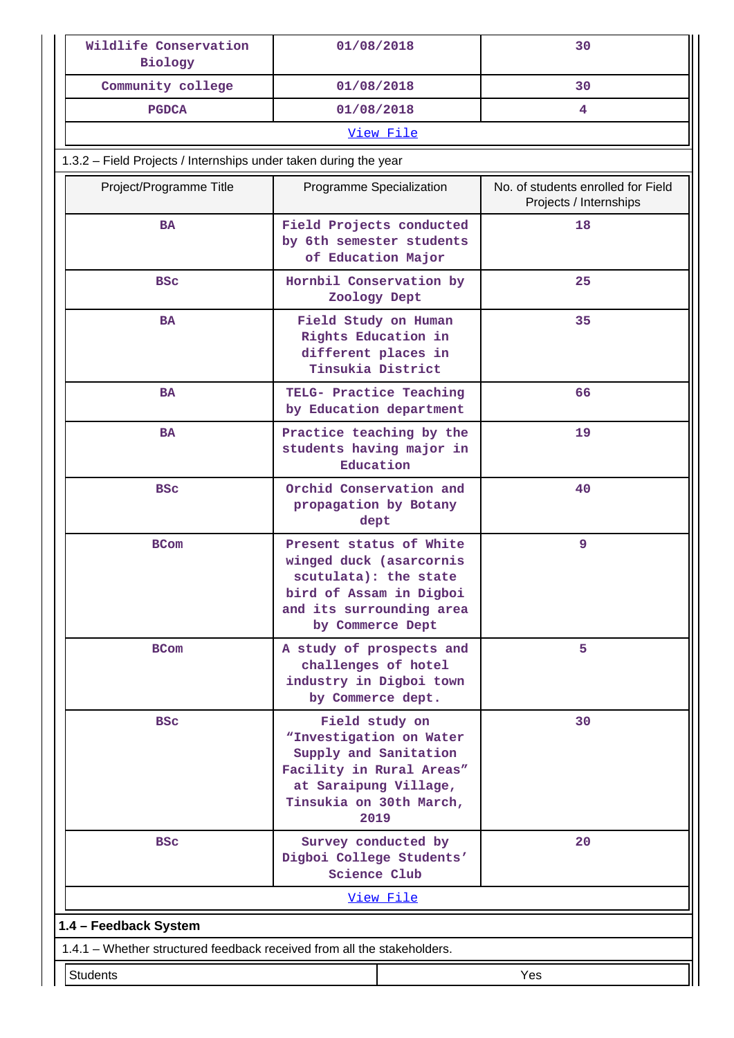| Wildlife Conservation Biology | 01/08/2018 | 30 |
|---|---|---|
| Community college | 01/08/2018 | 30 |
| PGDCA | 01/08/2018 | 4 |
| View File | | |

1.3.2 – Field Projects / Internships under taken during the year

| Project/Programme Title | Programme Specialization | No. of students enrolled for Field Projects / Internships |
|---|---|---|
| BA | Field Projects conducted by 6th semester students of Education Major | 18 |
| BSc | Hornbil Conservation by Zoology Dept | 25 |
| BA | Field Study on Human Rights Education in different places in Tinsukia District | 35 |
| BA | TELG- Practice Teaching by Education department | 66 |
| BA | Practice teaching by the students having major in Education | 19 |
| BSc | Orchid Conservation and propagation by Botany dept | 40 |
| BCom | Present status of White winged duck (asarcornis scutulata): the state bird of Assam in Digboi and its surrounding area by Commerce Dept | 9 |
| BCom | A study of prospects and challenges of hotel industry in Digboi town by Commerce dept. | 5 |
| BSc | Field study on “Investigation on Water Supply and Sanitation Facility in Rural Areas” at Saraipung Village, Tinsukia on 30th March, 2019 | 30 |
| BSc | Survey conducted by Digboi College Students’ Science Club | 20 |
| View File | | |

**1.4 – Feedback System**

1.4.1 – Whether structured feedback received from all the stakeholders.

| Students | Yes |
|---|---|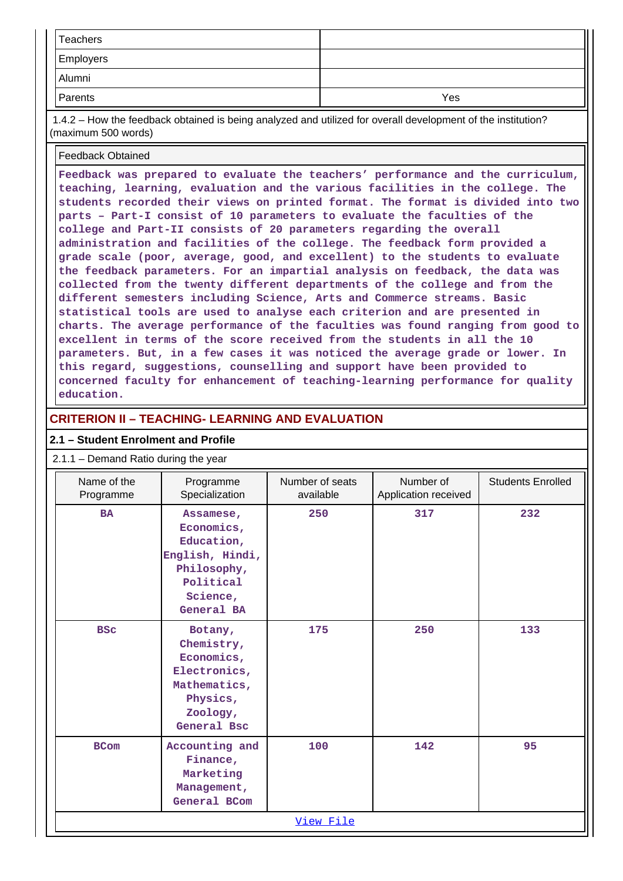| | |
|---|---|
| Teachers | |
| Employers | |
| Alumni | |
| Parents | Yes |

1.4.2 – How the feedback obtained is being analyzed and utilized for overall development of the institution? (maximum 500 words)

| Feedback Obtained |
|---|
| Feedback was prepared to evaluate the teachers' performance and the curriculum, teaching, learning, evaluation and the various facilities in the college. The students recorded their views on printed format. The format is divided into two parts – Part-I consist of 10 parameters to evaluate the faculties of the college and Part-II consists of 20 parameters regarding the overall administration and facilities of the college. The feedback form provided a grade scale (poor, average, good, and excellent) to the students to evaluate the feedback parameters. For an impartial analysis on feedback, the data was collected from the twenty different departments of the college and from the different semesters including Science, Arts and Commerce streams. Basic statistical tools are used to analyse each criterion and are presented in charts. The average performance of the faculties was found ranging from good to excellent in terms of the score received from the students in all the 10 parameters. But, in a few cases it was noticed the average grade or lower. In this regard, suggestions, counselling and support have been provided to concerned faculty for enhancement of teaching-learning performance for quality education. |

## CRITERION II – TEACHING- LEARNING AND EVALUATION

### 2.1 – Student Enrolment and Profile

2.1.1 – Demand Ratio during the year

| Name of the Programme | Programme Specialization | Number of seats available | Number of Application received | Students Enrolled |
|---|---|---|---|---|
| BA | Assamese, Economics, Education, English, Hindi, Philosophy, Political Science, General BA | 250 | 317 | 232 |
| BSc | Botany, Chemistry, Economics, Electronics, Mathematics, Physics, Zoology, General Bsc | 175 | 250 | 133 |
| BCom | Accounting and Finance, Marketing Management, General BCom | 100 | 142 | 95 |

View File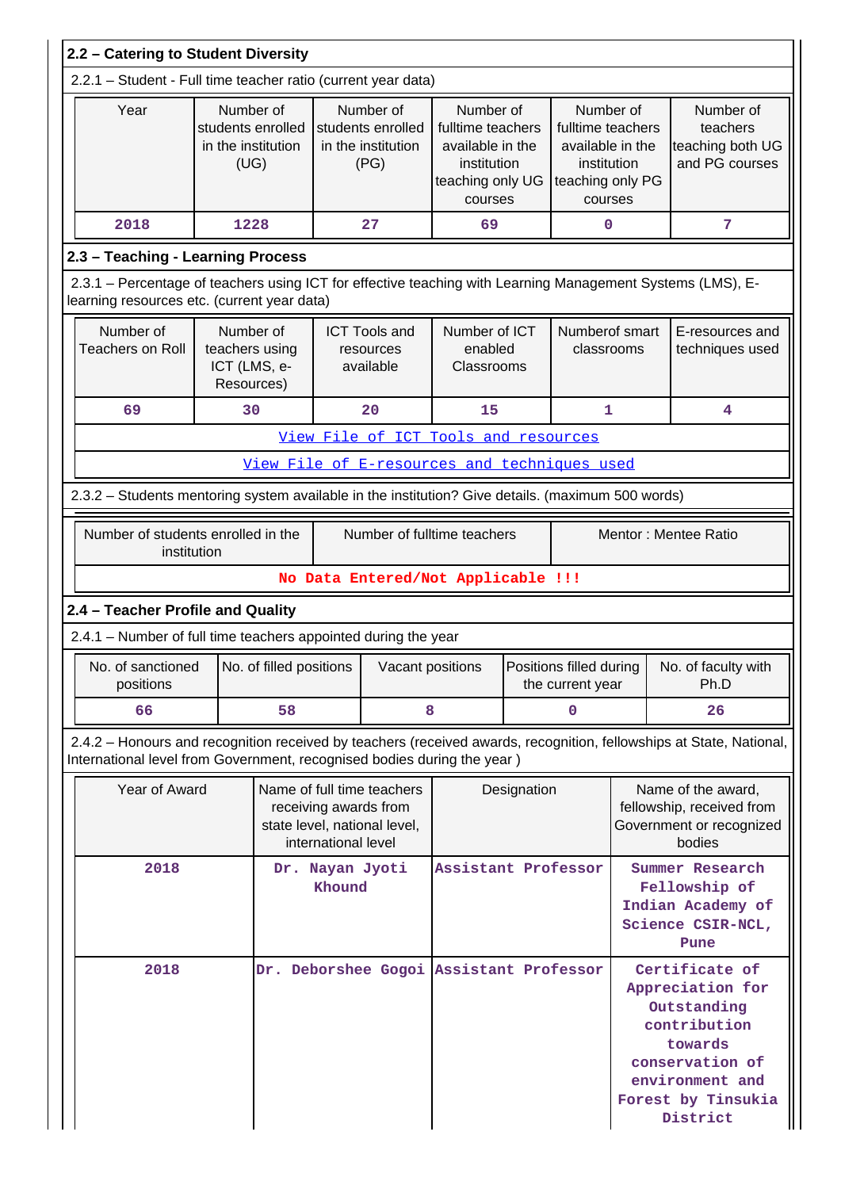## 2.2 – Catering to Student Diversity

2.2.1 – Student - Full time teacher ratio (current year data)

| Year | Number of students enrolled in the institution (UG) | Number of students enrolled in the institution (PG) | Number of fulltime teachers available in the institution teaching only UG courses | Number of fulltime teachers available in the institution teaching only PG courses | Number of teachers teaching both UG and PG courses |
|---|---|---|---|---|---|
| 2018 | 1228 | 27 | 69 | 0 | 7 |

## 2.3 – Teaching - Learning Process

2.3.1 – Percentage of teachers using ICT for effective teaching with Learning Management Systems (LMS), E-learning resources etc. (current year data)

| Number of Teachers on Roll | Number of teachers using ICT (LMS, e-Resources) | ICT Tools and resources available | Number of ICT enabled Classrooms | Numberof smart classrooms | E-resources and techniques used |
|---|---|---|---|---|---|
| 69 | 30 | 20 | 15 | 1 | 4 |

View File of ICT Tools and resources

View File of E-resources and techniques used

2.3.2 – Students mentoring system available in the institution? Give details. (maximum 500 words)

| Number of students enrolled in the institution | Number of fulltime teachers | Mentor : Mentee Ratio |
|---|---|---|
| No Data Entered/Not Applicable !!! | | |

## 2.4 – Teacher Profile and Quality

2.4.1 – Number of full time teachers appointed during the year

| No. of sanctioned positions | No. of filled positions | Vacant positions | Positions filled during the current year | No. of faculty with Ph.D |
|---|---|---|---|---|
| 66 | 58 | 8 | 0 | 26 |

2.4.2 – Honours and recognition received by teachers (received awards, recognition, fellowships at State, National, International level from Government, recognised bodies during the year )

| Year of Award | Name of full time teachers receiving awards from state level, national level, international level | Designation | Name of the award, fellowship, received from Government or recognized bodies |
|---|---|---|---|
| 2018 | Dr. Nayan Jyoti Khound | Assistant Professor | Summer Research Fellowship of Indian Academy of Science CSIR-NCL, Pune |
| 2018 | Dr. Deborshee Gogoi | Assistant Professor | Certificate of Appreciation for Outstanding contribution towards conservation of environment and Forest by Tinsukia District |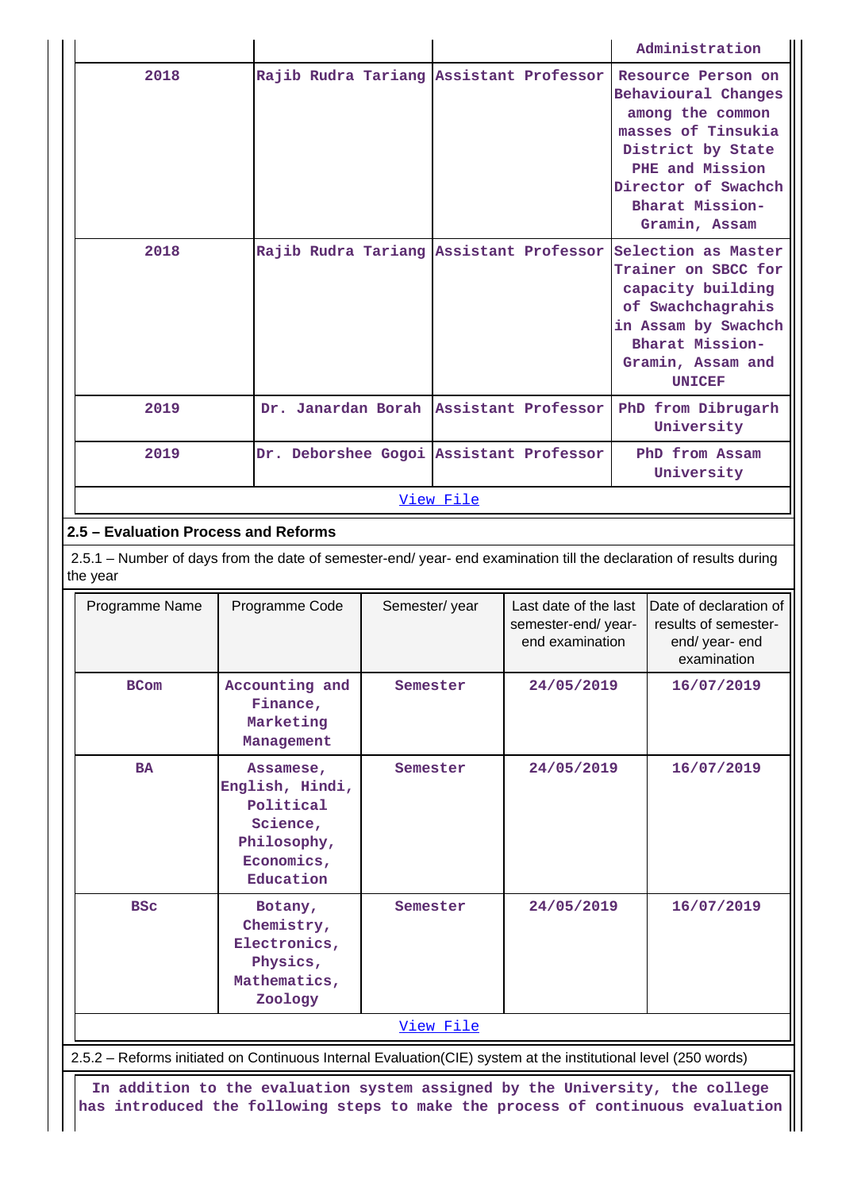| | | | Administration |
|---|---|---|---|
| 2018 | Rajib Rudra Tariang | Assistant Professor | Resource Person on Behavioural Changes among the common masses of Tinsukia District by State PHE and Mission Director of Swachch Bharat Mission-Gramin, Assam |
| 2018 | Rajib Rudra Tariang | Assistant Professor | Selection as Master Trainer on SBCC for capacity building of Swachchagrahis in Assam by Swachch Bharat Mission-Gramin, Assam and UNICEF |
| 2019 | Dr. Janardan Borah | Assistant Professor | PhD from Dibrugarh University |
| 2019 | Dr. Deborshee Gogoi | Assistant Professor | PhD from Assam University |
| View File | | | |

### 2.5 – Evaluation Process and Reforms

2.5.1 – Number of days from the date of semester-end/ year- end examination till the declaration of results during the year

| Programme Name | Programme Code | Semester/ year | Last date of the last semester-end/ year- end examination | Date of declaration of results of semester-end/ year- end examination |
|---|---|---|---|---|
| BCom | Accounting and Finance, Marketing Management | Semester | 24/05/2019 | 16/07/2019 |
| BA | Assamese, English, Hindi, Political Science, Philosophy, Economics, Education | Semester | 24/05/2019 | 16/07/2019 |
| BSc | Botany, Chemistry, Electronics, Physics, Mathematics, Zoology | Semester | 24/05/2019 | 16/07/2019 |
| View File | | | | |

2.5.2 – Reforms initiated on Continuous Internal Evaluation(CIE) system at the institutional level (250 words)

In addition to the evaluation system assigned by the University, the college has introduced the following steps to make the process of continuous evaluation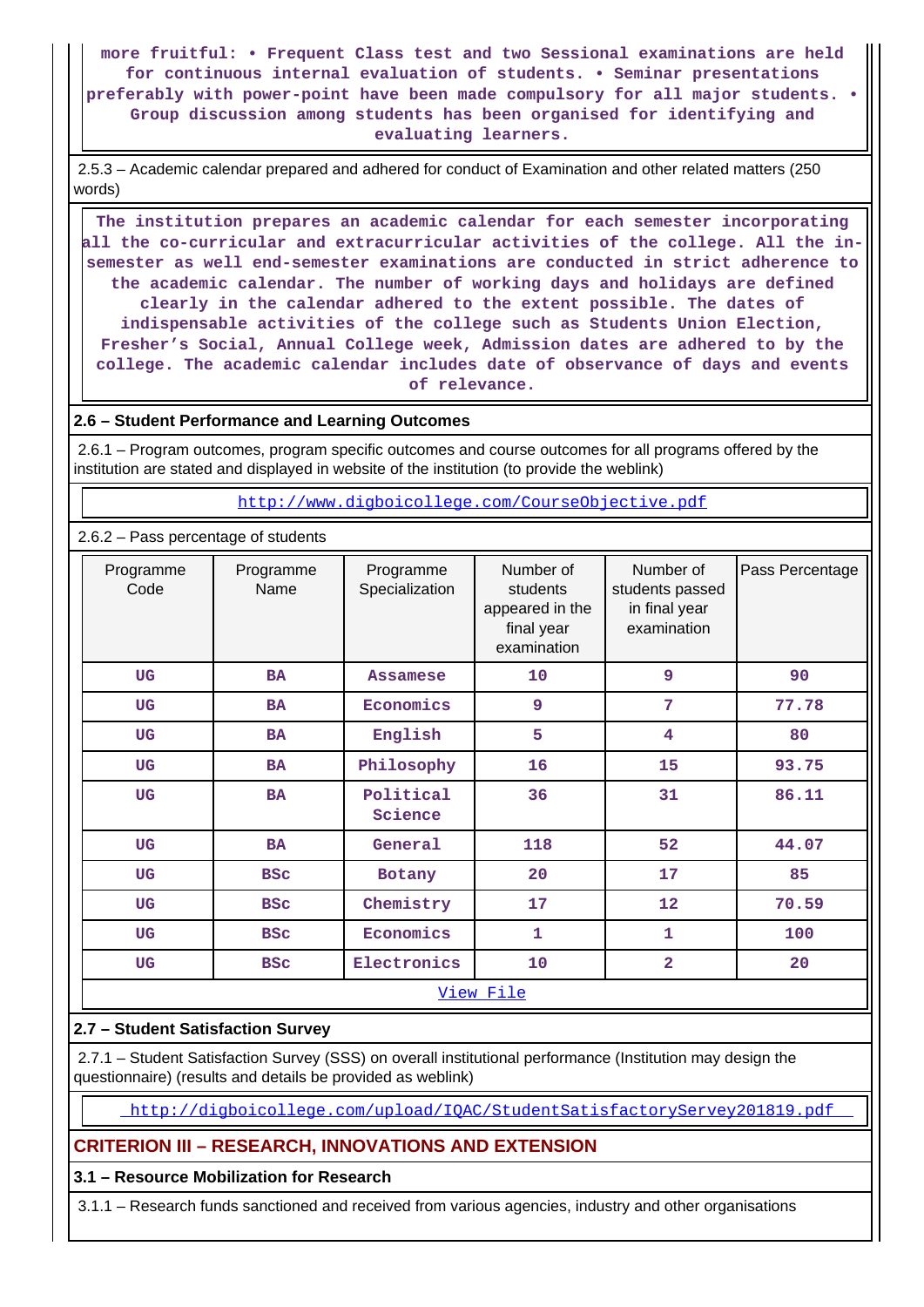more fruitful: • Frequent Class test and two Sessional examinations are held for continuous internal evaluation of students. • Seminar presentations preferably with power-point have been made compulsory for all major students. • Group discussion among students has been organised for identifying and evaluating learners.

2.5.3 – Academic calendar prepared and adhered for conduct of Examination and other related matters (250 words)

The institution prepares an academic calendar for each semester incorporating all the co-curricular and extracurricular activities of the college. All the in-semester as well end-semester examinations are conducted in strict adherence to the academic calendar. The number of working days and holidays are defined clearly in the calendar adhered to the extent possible. The dates of indispensable activities of the college such as Students Union Election, Fresher's Social, Annual College week, Admission dates are adhered to by the college. The academic calendar includes date of observance of days and events of relevance.

### 2.6 – Student Performance and Learning Outcomes

2.6.1 – Program outcomes, program specific outcomes and course outcomes for all programs offered by the institution are stated and displayed in website of the institution (to provide the weblink)

http://www.digboicollege.com/CourseObjective.pdf

2.6.2 – Pass percentage of students

| Programme Code | Programme Name | Programme Specialization | Number of students appeared in the final year examination | Number of students passed in final year examination | Pass Percentage |
|---|---|---|---|---|---|
| UG | BA | Assamese | 10 | 9 | 90 |
| UG | BA | Economics | 9 | 7 | 77.78 |
| UG | BA | English | 5 | 4 | 80 |
| UG | BA | Philosophy | 16 | 15 | 93.75 |
| UG | BA | Political Science | 36 | 31 | 86.11 |
| UG | BA | General | 118 | 52 | 44.07 |
| UG | BSc | Botany | 20 | 17 | 85 |
| UG | BSc | Chemistry | 17 | 12 | 70.59 |
| UG | BSc | Economics | 1 | 1 | 100 |
| UG | BSc | Electronics | 10 | 2 | 20 |

View File

### 2.7 – Student Satisfaction Survey

2.7.1 – Student Satisfaction Survey (SSS) on overall institutional performance (Institution may design the questionnaire) (results and details be provided as weblink)

http://digboicollege.com/upload/IQAC/StudentSatisfactoryServey201819.pdf

## CRITERION III – RESEARCH, INNOVATIONS AND EXTENSION

### 3.1 – Resource Mobilization for Research

3.1.1 – Research funds sanctioned and received from various agencies, industry and other organisations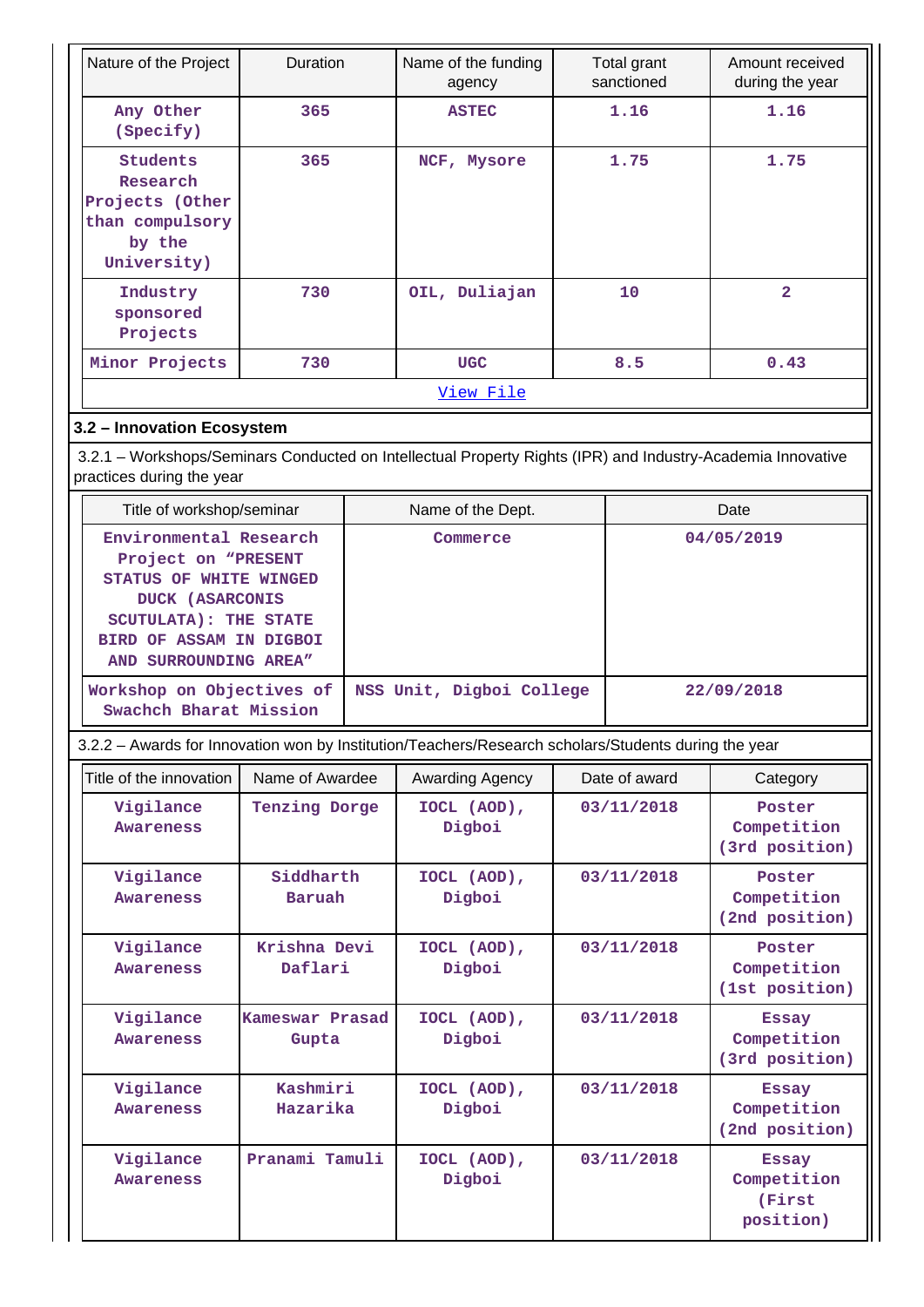| Nature of the Project | Duration | Name of the funding agency | Total grant sanctioned | Amount received during the year |
|---|---|---|---|---|
| Any Other (Specify) | 365 | ASTEC | 1.16 | 1.16 |
| Students Research Projects (Other than compulsory by the University) | 365 | NCF, Mysore | 1.75 | 1.75 |
| Industry sponsored Projects | 730 | OIL, Duliajan | 10 | 2 |
| Minor Projects | 730 | UGC | 8.5 | 0.43 |

View File

### 3.2 – Innovation Ecosystem

3.2.1 – Workshops/Seminars Conducted on Intellectual Property Rights (IPR) and Industry-Academia Innovative practices during the year

| Title of workshop/seminar | Name of the Dept. | Date |
|---|---|---|
| Environmental Research Project on “PRESENT STATUS OF WHITE WINGED DUCK (ASARCONIS SCUTULATA): THE STATE BIRD OF ASSAM IN DIGBOI AND SURROUNDING AREA” | Commerce | 04/05/2019 |
| Workshop on Objectives of Swachch Bharat Mission | NSS Unit, Digboi College | 22/09/2018 |

3.2.2 – Awards for Innovation won by Institution/Teachers/Research scholars/Students during the year

| Title of the innovation | Name of Awardee | Awarding Agency | Date of award | Category |
|---|---|---|---|---|
| Vigilance Awareness | Tenzing Dorge | IOCL (AOD), Digboi | 03/11/2018 | Poster Competition (3rd position) |
| Vigilance Awareness | Siddharth Baruah | IOCL (AOD), Digboi | 03/11/2018 | Poster Competition (2nd position) |
| Vigilance Awareness | Krishna Devi Daflari | IOCL (AOD), Digboi | 03/11/2018 | Poster Competition (1st position) |
| Vigilance Awareness | Kameswar Prasad Gupta | IOCL (AOD), Digboi | 03/11/2018 | Essay Competition (3rd position) |
| Vigilance Awareness | Kashmiri Hazarika | IOCL (AOD), Digboi | 03/11/2018 | Essay Competition (2nd position) |
| Vigilance Awareness | Pranami Tamuli | IOCL (AOD), Digboi | 03/11/2018 | Essay Competition (First position) |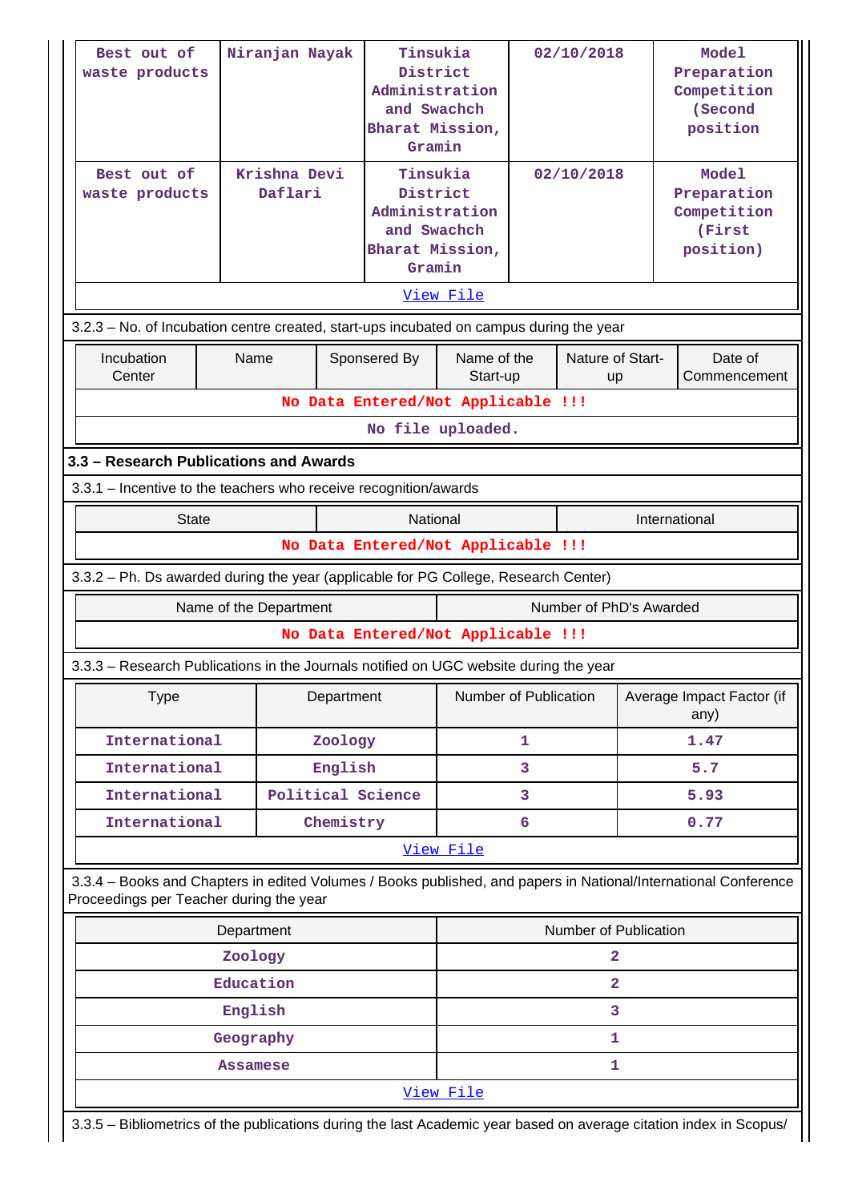| Best out of waste products | Niranjan Nayak | Tinsukia District Administration and Swachch Bharat Mission, Gramin | 02/10/2018 | Model Preparation Competition (Second position |
|---|---|---|---|---|
| Best out of waste products | Krishna Devi Daflari | Tinsukia District Administration and Swachch Bharat Mission, Gramin | 02/10/2018 | Model Preparation Competition (First position) |

View File

3.2.3 – No. of Incubation centre created, start-ups incubated on campus during the year

| Incubation Center | Name | Sponsered By | Name of the Start-up | Nature of Start-up | Date of Commencement |
|---|---|---|---|---|---|
| No Data Entered/Not Applicable !!! | | | | | |

No file uploaded.

### 3.3 – Research Publications and Awards

3.3.1 – Incentive to the teachers who receive recognition/awards

| State | National | International |
|---|---|---|
| No Data Entered/Not Applicable !!! | | |

3.3.2 – Ph. Ds awarded during the year (applicable for PG College, Research Center)

| Name of the Department | Number of PhD's Awarded |
|---|---|
| No Data Entered/Not Applicable !!! | |

3.3.3 – Research Publications in the Journals notified on UGC website during the year

| Type | Department | Number of Publication | Average Impact Factor (if any) |
|---|---|---|---|
| International | Zoology | 1 | 1.47 |
| International | English | 3 | 5.7 |
| International | Political Science | 3 | 5.93 |
| International | Chemistry | 6 | 0.77 |

View File

3.3.4 – Books and Chapters in edited Volumes / Books published, and papers in National/International Conference Proceedings per Teacher during the year

| Department | Number of Publication |
|---|---|
| Zoology | 2 |
| Education | 2 |
| English | 3 |
| Geography | 1 |
| Assamese | 1 |

View File

3.3.5 – Bibliometrics of the publications during the last Academic year based on average citation index in Scopus/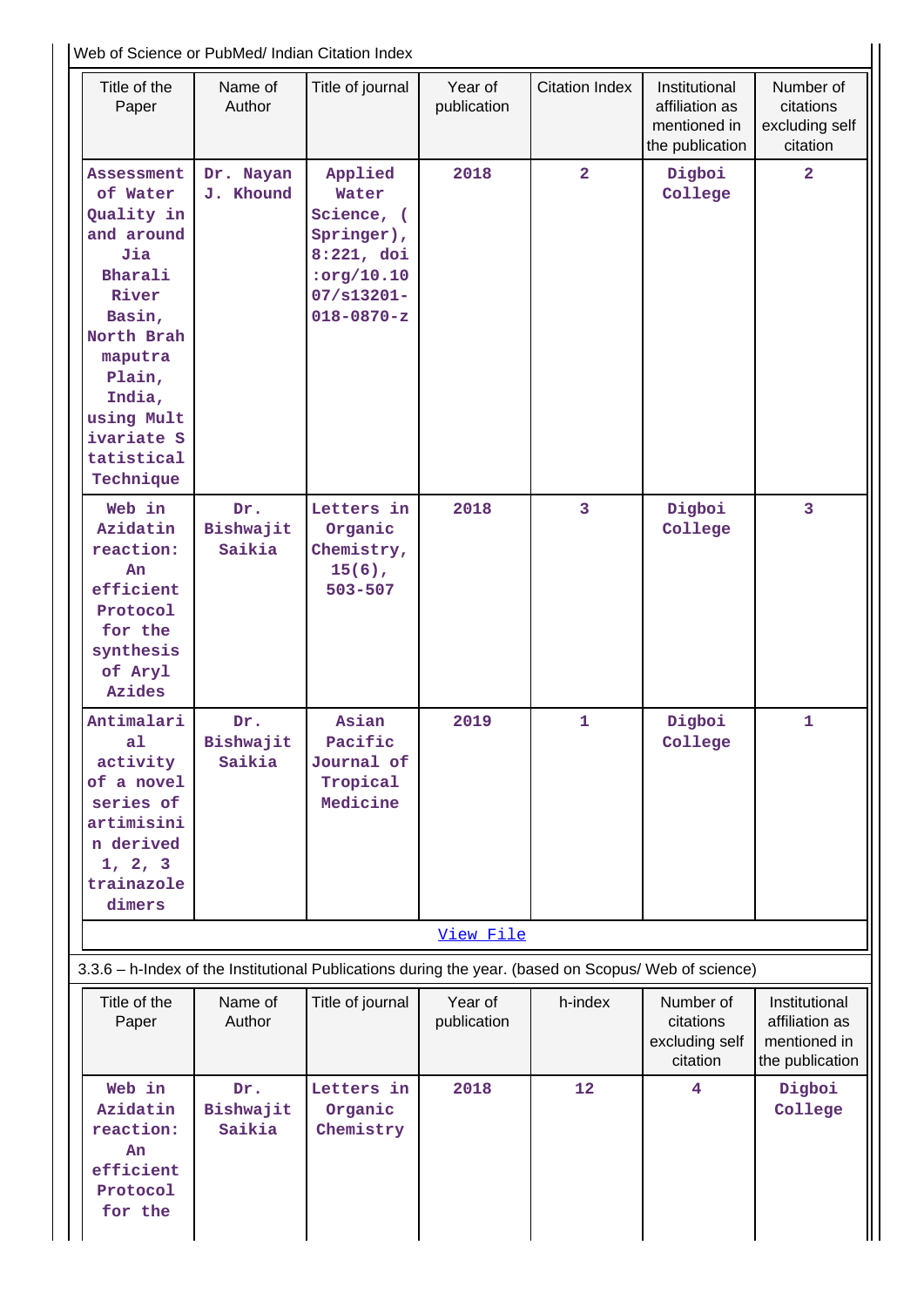Web of Science or PubMed/ Indian Citation Index

| Title of the Paper | Name of Author | Title of journal | Year of publication | Citation Index | Institutional affiliation as mentioned in the publication | Number of citations excluding self citation |
|---|---|---|---|---|---|---|
| Assessment of Water Quality in and around Jia Bharali River Basin, North Brahmaputra Plain, India, using Multivariate Statistical Technique | Dr. Nayan J. Khound | Applied Water Science, (Springer), 8:221, doi:org/10.1007/s13201-018-0870-z | 2018 | 2 | Digboi College | 2 |
| Web in Azidatin reaction: An efficient Protocol for the synthesis of Aryl Azides | Dr. Bishwajit Saikia | Letters in Organic Chemistry, 15(6), 503-507 | 2018 | 3 | Digboi College | 3 |
| Antimalarial activity of a novel series of artimisinin derived 1, 2, 3 trainazole dimers | Dr. Bishwajit Saikia | Asian Pacific Journal of Tropical Medicine | 2019 | 1 | Digboi College | 1 |
| View File | | | | | | |

3.3.6 – h-Index of the Institutional Publications during the year. (based on Scopus/ Web of science)

| Title of the Paper | Name of Author | Title of journal | Year of publication | h-index | Number of citations excluding self citation | Institutional affiliation as mentioned in the publication |
|---|---|---|---|---|---|---|
| Web in Azidatin reaction: An efficient Protocol for the | Dr. Bishwajit Saikia | Letters in Organic Chemistry | 2018 | 12 | 4 | Digboi College |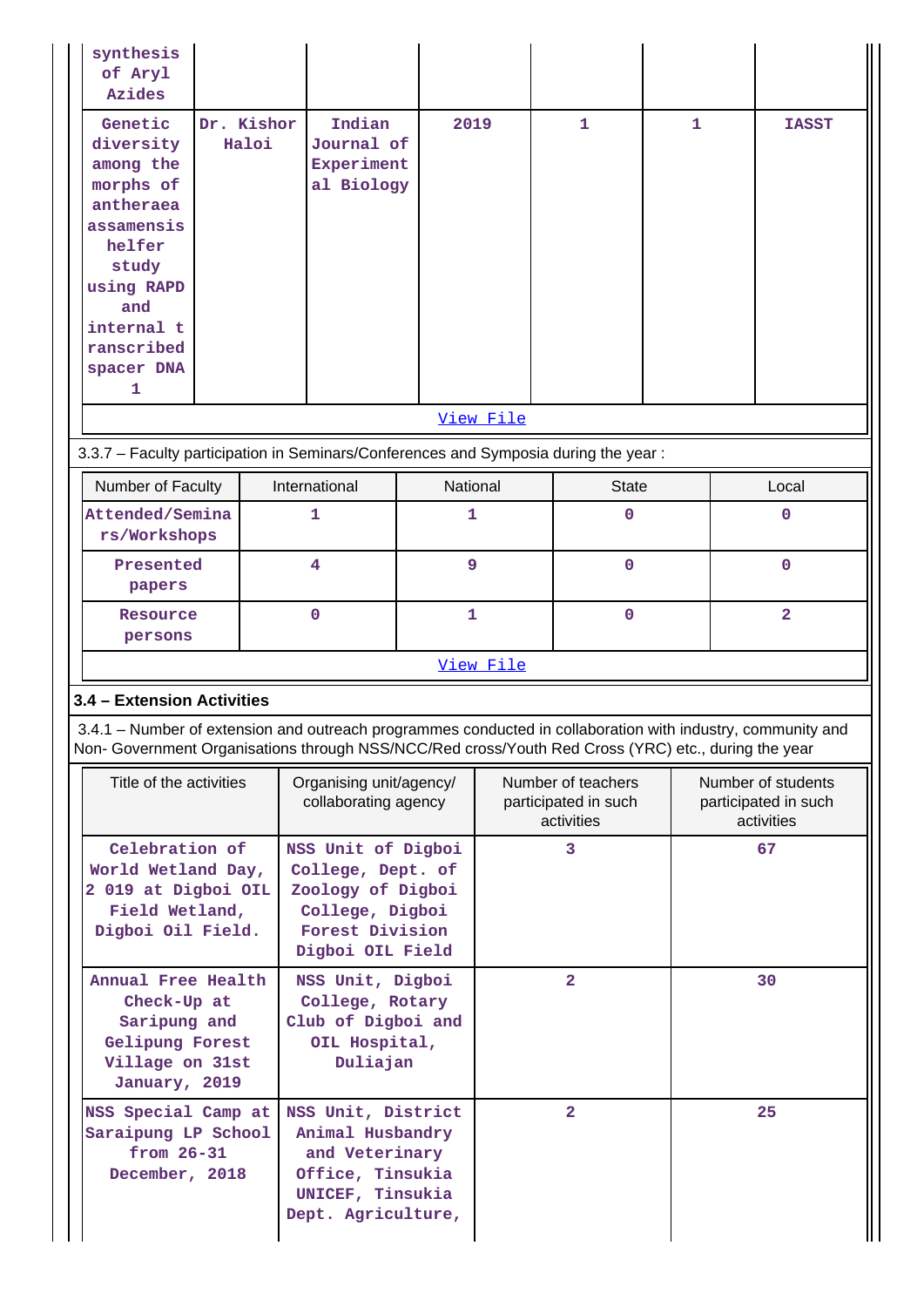| | | | | | | |
|---|---|---|---|---|---|---|
| synthesis of Aryl Azides | | | | | | |
| Genetic diversity among the morphs of antheraea assamensis helfer study using RAPD and internal transcribed spacer DNA 1 | Dr. Kishor Haloi | Indian Journal of Experimental Biology | 2019 | 1 | 1 | IASST |
| View File | | | | | | |

3.3.7 – Faculty participation in Seminars/Conferences and Symposia during the year :

| Number of Faculty | International | National | State | Local |
|---|---|---|---|---|
| Attended/Seminars/Workshops | 1 | 1 | 0 | 0 |
| Presented papers | 4 | 9 | 0 | 0 |
| Resource persons | 0 | 1 | 0 | 2 |
| View File | | | | |

**3.4 – Extension Activities**

3.4.1 – Number of extension and outreach programmes conducted in collaboration with industry, community and Non- Government Organisations through NSS/NCC/Red cross/Youth Red Cross (YRC) etc., during the year

| Title of the activities | Organising unit/agency/ collaborating agency | Number of teachers participated in such activities | Number of students participated in such activities |
|---|---|---|---|
| Celebration of World Wetland Day, 2 019 at Digboi OIL Field Wetland, Digboi Oil Field. | NSS Unit of Digboi College, Dept. of Zoology of Digboi College, Digboi Forest Division Digboi OIL Field | 3 | 67 |
| Annual Free Health Check-Up at Saripung and Gelipung Forest Village on 31st January, 2019 | NSS Unit, Digboi College, Rotary Club of Digboi and OIL Hospital, Duliajan | 2 | 30 |
| NSS Special Camp at Saraipung LP School from 26-31 December, 2018 | NSS Unit, District Animal Husbandry and Veterinary Office, Tinsukia UNICEF, Tinsukia Dept. Agriculture, | 2 | 25 |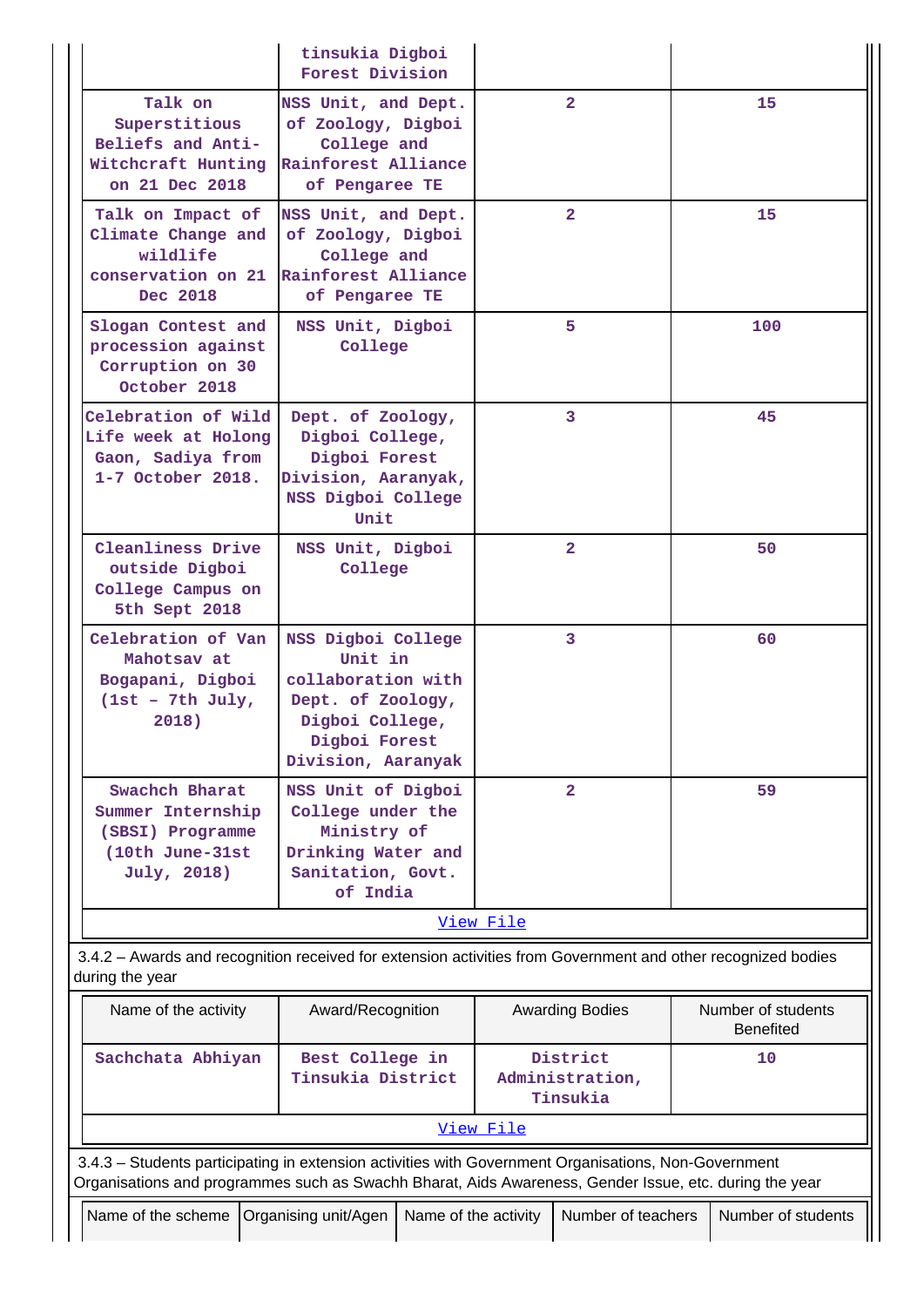| | tinsukia Digboi Forest Division | | |
|---|---|---|---|
| Talk on Superstitious Beliefs and Anti-Witchcraft Hunting on 21 Dec 2018 | NSS Unit, and Dept. of Zoology, Digboi College and Rainforest Alliance of Pengaree TE | 2 | 15 |
| Talk on Impact of Climate Change and wildlife conservation on 21 Dec 2018 | NSS Unit, and Dept. of Zoology, Digboi College and Rainforest Alliance of Pengaree TE | 2 | 15 |
| Slogan Contest and procession against Corruption on 30 October 2018 | NSS Unit, Digboi College | 5 | 100 |
| Celebration of Wild Life week at Holong Gaon, Sadiya from 1-7 October 2018. | Dept. of Zoology, Digboi College, Digboi Forest Division, Aaranyak, NSS Digboi College Unit | 3 | 45 |
| Cleanliness Drive outside Digboi College Campus on 5th Sept 2018 | NSS Unit, Digboi College | 2 | 50 |
| Celebration of Van Mahotsav at Bogapani, Digboi (1st – 7th July, 2018) | NSS Digboi College Unit in collaboration with Dept. of Zoology, Digboi College, Digboi Forest Division, Aaranyak | 3 | 60 |
| Swachch Bharat Summer Internship (SBSI) Programme (10th June-31st July, 2018) | NSS Unit of Digboi College under the Ministry of Drinking Water and Sanitation, Govt. of India | 2 | 59 |
| View File | | | |

3.4.2 – Awards and recognition received for extension activities from Government and other recognized bodies during the year

| Name of the activity | Award/Recognition | Awarding Bodies | Number of students Benefited |
|---|---|---|---|
| Sachchata Abhiyan | Best College in Tinsukia District | District Administration, Tinsukia | 10 |
| View File | | | |

3.4.3 – Students participating in extension activities with Government Organisations, Non-Government Organisations and programmes such as Swachh Bharat, Aids Awareness, Gender Issue, etc. during the year

| Name of the scheme | Organising unit/Agen | Name of the activity | Number of teachers | Number of students |
|---|---|---|---|---|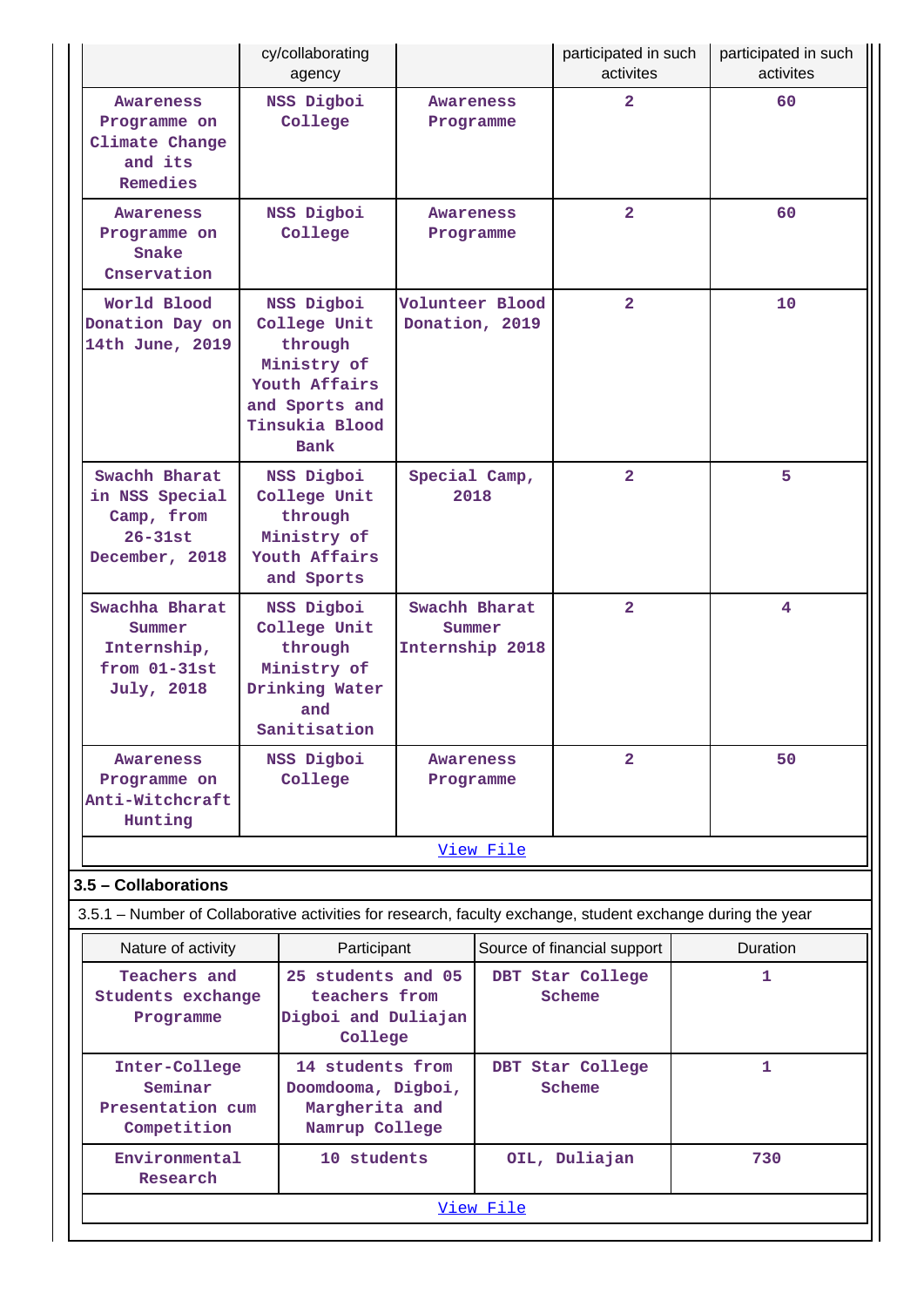| | cy/collaborating agency | | participated in such activites | participated in such activites |
|---|---|---|---|---|
| Awareness Programme on Climate Change and its Remedies | NSS Digboi College | Awareness Programme | 2 | 60 |
| Awareness Programme on Snake Cnservation | NSS Digboi College | Awareness Programme | 2 | 60 |
| World Blood Donation Day on 14th June, 2019 | NSS Digboi College Unit through Ministry of Youth Affairs and Sports and Tinsukia Blood Bank | Volunteer Blood Donation, 2019 | 2 | 10 |
| Swachh Bharat in NSS Special Camp, from 26-31st December, 2018 | NSS Digboi College Unit through Ministry of Youth Affairs and Sports | Special Camp, 2018 | 2 | 5 |
| Swachha Bharat Summer Internship, from 01-31st July, 2018 | NSS Digboi College Unit through Ministry of Drinking Water and Sanitisation | Swachh Bharat Summer Internship 2018 | 2 | 4 |
| Awareness Programme on Anti-Witchcraft Hunting | NSS Digboi College | Awareness Programme | 2 | 50 |

View File

**3.5 – Collaborations**

3.5.1 – Number of Collaborative activities for research, faculty exchange, student exchange during the year

| Nature of activity | Participant | Source of financial support | Duration |
|---|---|---|---|
| Teachers and Students exchange Programme | 25 students and 05 teachers from Digboi and Duliajan College | DBT Star College Scheme | 1 |
| Inter-College Seminar Presentation cum Competition | 14 students from Doomdooma, Digboi, Margherita and Namrup College | DBT Star College Scheme | 1 |
| Environmental Research | 10 students | OIL, Duliajan | 730 |

View File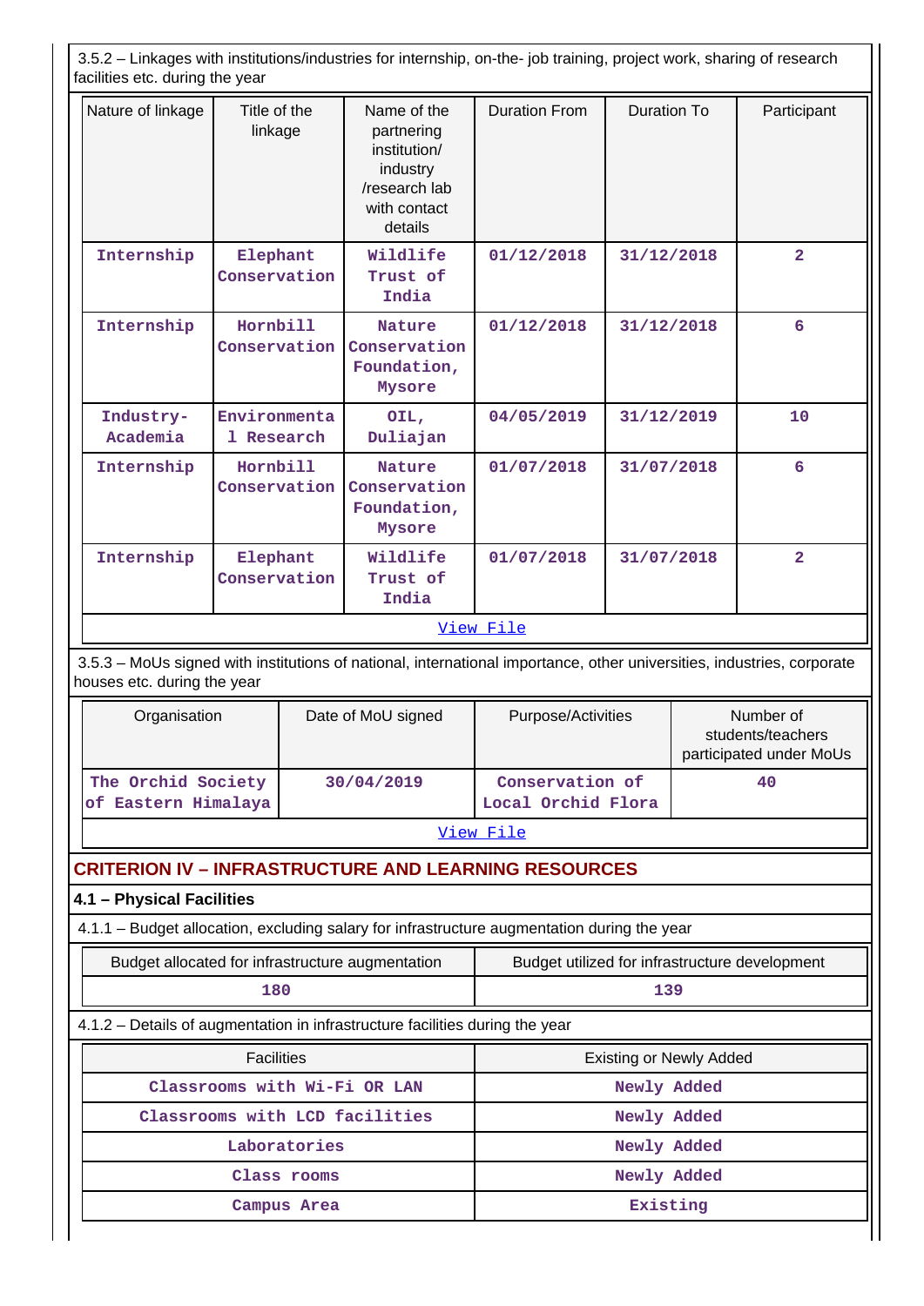3.5.2 – Linkages with institutions/industries for internship, on-the- job training, project work, sharing of research facilities etc. during the year

| Nature of linkage | Title of the linkage | Name of the partnering institution/ industry /research lab with contact details | Duration From | Duration To | Participant |
|---|---|---|---|---|---|
| Internship | Elephant Conservation | Wildlife Trust of India | 01/12/2018 | 31/12/2018 | 2 |
| Internship | Hornbill Conservation | Nature Conservation Foundation, Mysore | 01/12/2018 | 31/12/2018 | 6 |
| Industry-Academia | Environmental Research | OIL, Duliajan | 04/05/2019 | 31/12/2019 | 10 |
| Internship | Hornbill Conservation | Nature Conservation Foundation, Mysore | 01/07/2018 | 31/07/2018 | 6 |
| Internship | Elephant Conservation | Wildlife Trust of India | 01/07/2018 | 31/07/2018 | 2 |

View File

3.5.3 – MoUs signed with institutions of national, international importance, other universities, industries, corporate houses etc. during the year

| Organisation | Date of MoU signed | Purpose/Activities | Number of students/teachers participated under MoUs |
|---|---|---|---|
| The Orchid Society of Eastern Himalaya | 30/04/2019 | Conservation of Local Orchid Flora | 40 |

View File

## CRITERION IV – INFRASTRUCTURE AND LEARNING RESOURCES

### 4.1 – Physical Facilities

4.1.1 – Budget allocation, excluding salary for infrastructure augmentation during the year

| Budget allocated for infrastructure augmentation | Budget utilized for infrastructure development |
|---|---|
| 180 | 139 |

4.1.2 – Details of augmentation in infrastructure facilities during the year

| Facilities | Existing or Newly Added |
|---|---|
| Classrooms with Wi-Fi OR LAN | Newly Added |
| Classrooms with LCD facilities | Newly Added |
| Laboratories | Newly Added |
| Class rooms | Newly Added |
| Campus Area | Existing |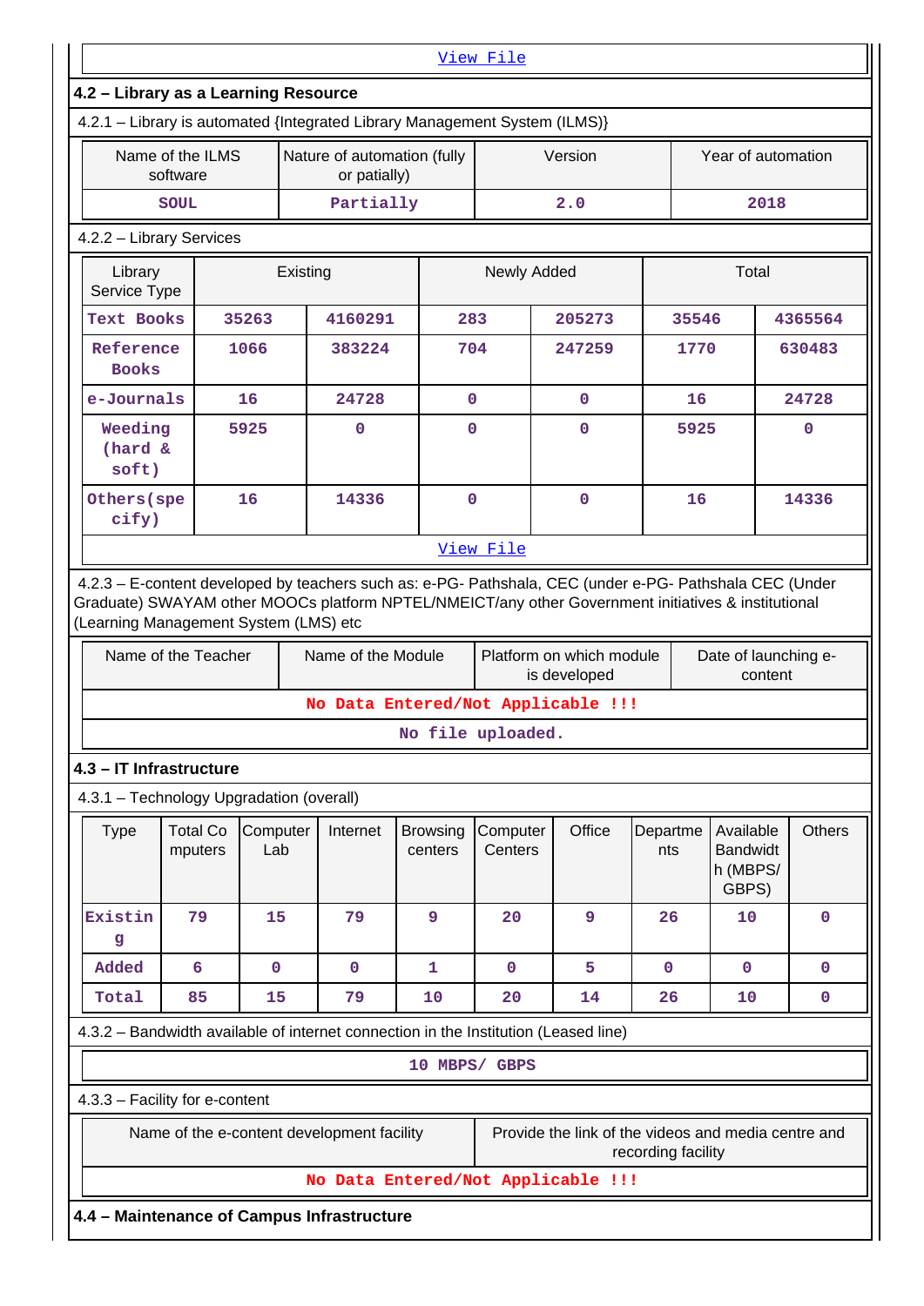View File

**4.2 – Library as a Learning Resource**

4.2.1 – Library is automated {Integrated Library Management System (ILMS)}

| Name of the ILMS software | Nature of automation (fully or patially) | Version | Year of automation |
|---|---|---|---|
| SOUL | Partially | 2.0 | 2018 |

4.2.2 – Library Services

| Library Service Type | Existing | | Newly Added | | Total | |
|---|---|---|---|---|---|---|
| Text Books | 35263 | 4160291 | 283 | 205273 | 35546 | 4365564 |
| Reference Books | 1066 | 383224 | 704 | 247259 | 1770 | 630483 |
| e-Journals | 16 | 24728 | 0 | 0 | 16 | 24728 |
| Weeding (hard & soft) | 5925 | 0 | 0 | 0 | 5925 | 0 |
| Others(specify) | 16 | 14336 | 0 | 0 | 16 | 14336 |

View File

4.2.3 – E-content developed by teachers such as: e-PG- Pathshala, CEC (under e-PG- Pathshala CEC (Under Graduate) SWAYAM other MOOCs platform NPTEL/NMEICT/any other Government initiatives & institutional (Learning Management System (LMS) etc

| Name of the Teacher | Name of the Module | Platform on which module is developed | Date of launching e-content |
|---|---|---|---|
| No Data Entered/Not Applicable !!! | | | |

No file uploaded.

**4.3 – IT Infrastructure**

4.3.1 – Technology Upgradation (overall)

| Type | Total Computers | Computer Lab | Internet | Browsing centers | Computer Centers | Office | Departments | Available Bandwidth (MBPS/ GBPS) | Others |
|---|---|---|---|---|---|---|---|---|---|
| Existing | 79 | 15 | 79 | 9 | 20 | 9 | 26 | 10 | 0 |
| Added | 6 | 0 | 0 | 1 | 0 | 5 | 0 | 0 | 0 |
| Total | 85 | 15 | 79 | 10 | 20 | 14 | 26 | 10 | 0 |

4.3.2 – Bandwidth available of internet connection in the Institution (Leased line)

10 MBPS/ GBPS

4.3.3 – Facility for e-content

| Name of the e-content development facility | Provide the link of the videos and media centre and recording facility |
|---|---|
| No Data Entered/Not Applicable !!! | |

**4.4 – Maintenance of Campus Infrastructure**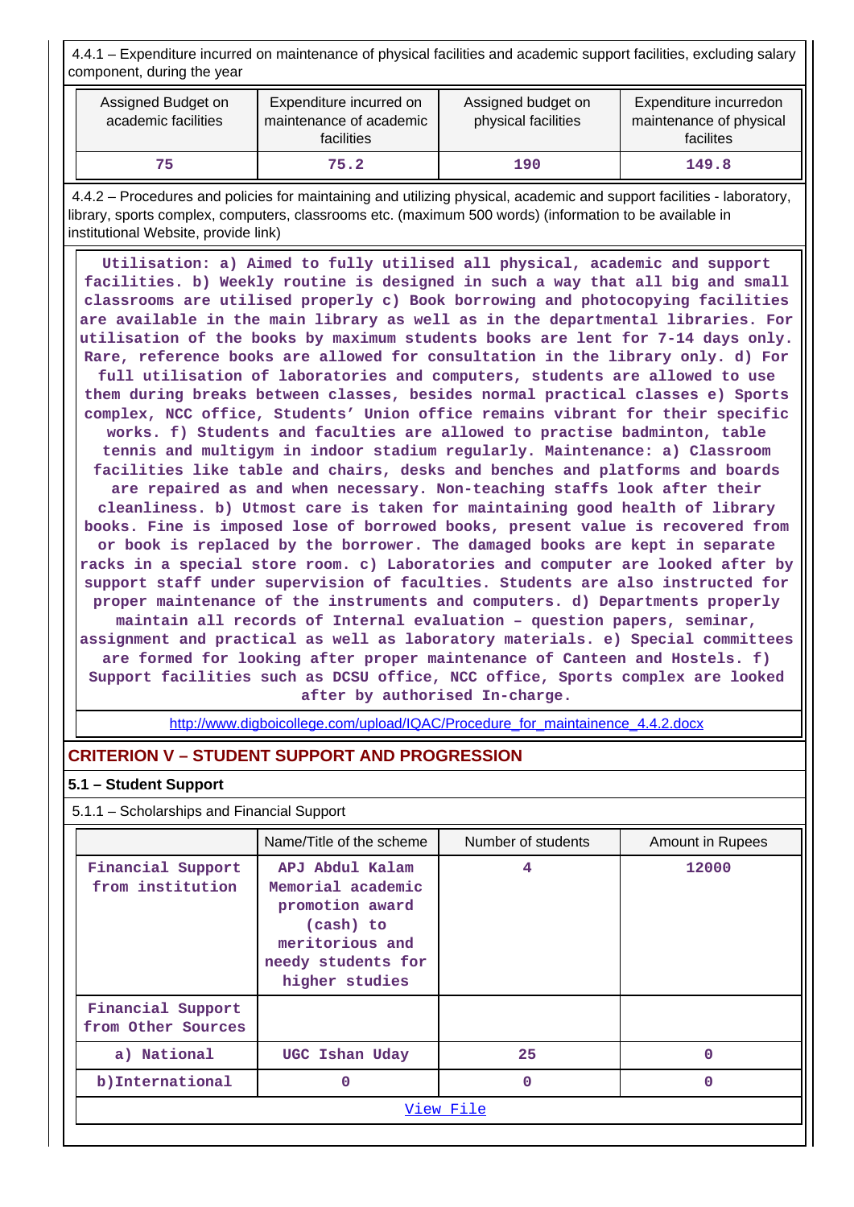4.4.1 – Expenditure incurred on maintenance of physical facilities and academic support facilities, excluding salary component, during the year

| Assigned Budget on academic facilities | Expenditure incurred on maintenance of academic facilities | Assigned budget on physical facilities | Expenditure incurredon maintenance of physical facilites |
|---|---|---|---|
| 75 | 75.2 | 190 | 149.8 |

4.4.2 – Procedures and policies for maintaining and utilizing physical, academic and support facilities - laboratory, library, sports complex, computers, classrooms etc. (maximum 500 words) (information to be available in institutional Website, provide link)

Utilisation: a) Aimed to fully utilised all physical, academic and support facilities. b) Weekly routine is designed in such a way that all big and small classrooms are utilised properly c) Book borrowing and photocopying facilities are available in the main library as well as in the departmental libraries. For utilisation of the books by maximum students books are lent for 7-14 days only. Rare, reference books are allowed for consultation in the library only. d) For full utilisation of laboratories and computers, students are allowed to use them during breaks between classes, besides normal practical classes e) Sports complex, NCC office, Students' Union office remains vibrant for their specific works. f) Students and faculties are allowed to practise badminton, table tennis and multigym in indoor stadium regularly. Maintenance: a) Classroom facilities like table and chairs, desks and benches and platforms and boards are repaired as and when necessary. Non-teaching staffs look after their cleanliness. b) Utmost care is taken for maintaining good health of library books. Fine is imposed lose of borrowed books, present value is recovered from or book is replaced by the borrower. The damaged books are kept in separate racks in a special store room. c) Laboratories and computer are looked after by support staff under supervision of faculties. Students are also instructed for proper maintenance of the instruments and computers. d) Departments properly maintain all records of Internal evaluation – question papers, seminar, assignment and practical as well as laboratory materials. e) Special committees are formed for looking after proper maintenance of Canteen and Hostels. f) Support facilities such as DCSU office, NCC office, Sports complex are looked after by authorised In-charge.

http://www.digboicollege.com/upload/IQAC/Procedure_for_maintainence_4.4.2.docx

## CRITERION V – STUDENT SUPPORT AND PROGRESSION

### 5.1 – Student Support

5.1.1 – Scholarships and Financial Support

| | Name/Title of the scheme | Number of students | Amount in Rupees |
|---|---|---|---|
| Financial Support from institution | APJ Abdul Kalam Memorial academic promotion award (cash) to meritorious and needy students for higher studies | 4 | 12000 |
| Financial Support from Other Sources | | | |
| a) National | UGC Ishan Uday | 25 | 0 |
| b)International | 0 | 0 | 0 |

View File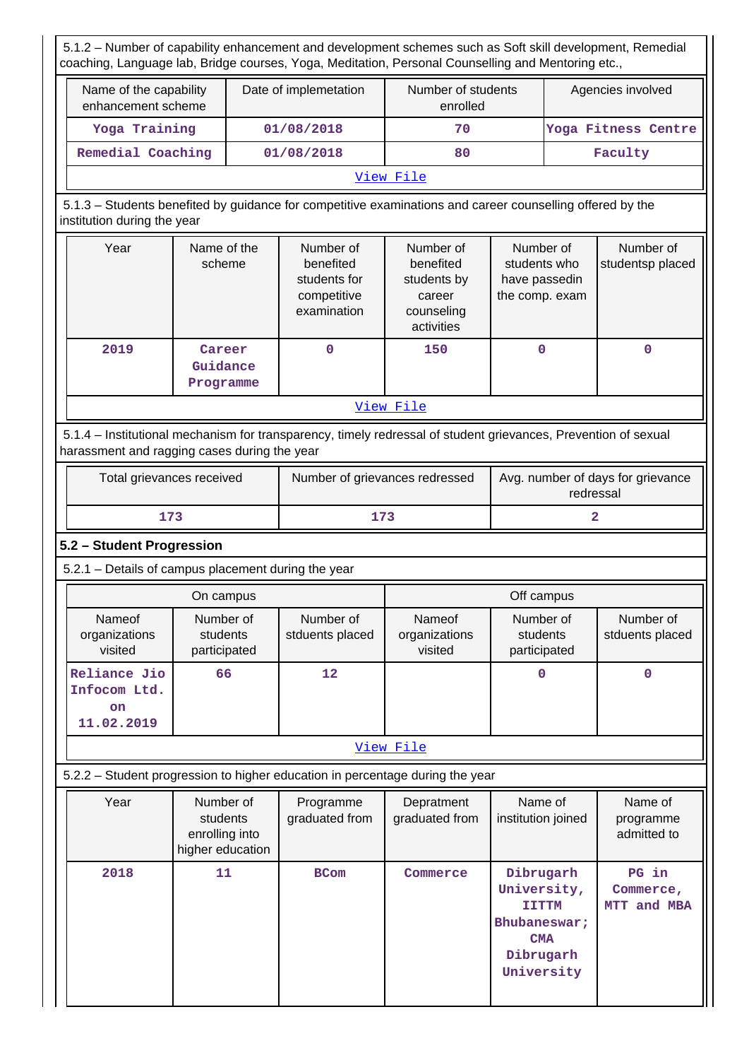5.1.2 – Number of capability enhancement and development schemes such as Soft skill development, Remedial coaching, Language lab, Bridge courses, Yoga, Meditation, Personal Counselling and Mentoring etc.,

| Name of the capability enhancement scheme | Date of implemetation | Number of students enrolled | Agencies involved |
|---|---|---|---|
| Yoga Training | 01/08/2018 | 70 | Yoga Fitness Centre |
| Remedial Coaching | 01/08/2018 | 80 | Faculty |

[View File](#)

5.1.3 – Students benefited by guidance for competitive examinations and career counselling offered by the institution during the year

| Year | Name of the scheme | Number of benefited students for competitive examination | Number of benefited students by career counseling activities | Number of students who have passedin the comp. exam | Number of studentsp placed |
|---|---|---|---|---|---|
| 2019 | Career Guidance Programme | 0 | 150 | 0 | 0 |

[View File](#)

5.1.4 – Institutional mechanism for transparency, timely redressal of student grievances, Prevention of sexual harassment and ragging cases during the year

| Total grievances received | Number of grievances redressed | Avg. number of days for grievance redressal |
|---|---|---|
| 173 | 173 | 2 |

**5.2 – Student Progression**

5.2.1 – Details of campus placement during the year

| On campus | | | Off campus | | |
|---|---|---|---|---|---|
| Nameof organizations visited | Number of students participated | Number of stduents placed | Nameof organizations visited | Number of students participated | Number of stduents placed |
| Reliance Jio Infocom Ltd. on 11.02.2019 | 66 | 12 | | 0 | 0 |

[View File](#)

5.2.2 – Student progression to higher education in percentage during the year

| Year | Number of students enrolling into higher education | Programme graduated from | Depratment graduated from | Name of institution joined | Name of programme admitted to |
|---|---|---|---|---|---|
| 2018 | 11 | BCom | Commerce | Dibrugarh University, IITTM Bhubaneswar; CMA Dibrugarh University | PG in Commerce, MTT and MBA |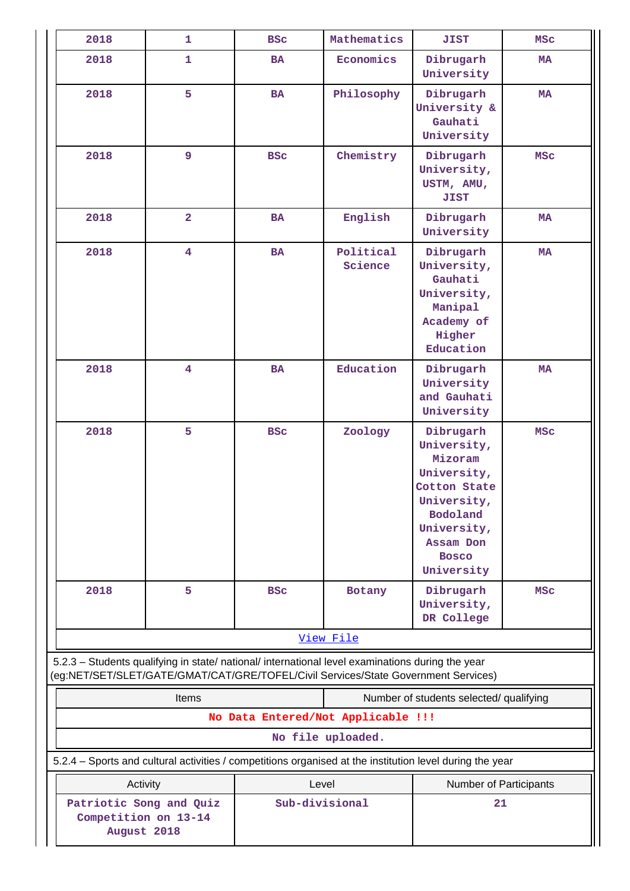| 2018 | 1 | BSc | Mathematics | JIST | MSc |
|---|---|---|---|---|---|
| 2018 | 1 | BA | Economics | Dibrugarh University | MA |
| 2018 | 5 | BA | Philosophy | Dibrugarh University & Gauhati University | MA |
| 2018 | 9 | BSc | Chemistry | Dibrugarh University, USTM, AMU, JIST | MSc |
| 2018 | 2 | BA | English | Dibrugarh University | MA |
| 2018 | 4 | BA | Political Science | Dibrugarh University, Gauhati University, Manipal Academy of Higher Education | MA |
| 2018 | 4 | BA | Education | Dibrugarh University and Gauhati University | MA |
| 2018 | 5 | BSc | Zoology | Dibrugarh University, Mizoram University, Cotton State University, Bodoland University, Assam Don Bosco University | MSc |
| 2018 | 5 | BSc | Botany | Dibrugarh University, DR College | MSc |

View File

5.2.3 – Students qualifying in state/ national/ international level examinations during the year (eg:NET/SET/SLET/GATE/GMAT/CAT/GRE/TOFEL/Civil Services/State Government Services)

| Items | Number of students selected/ qualifying |
|---|---|
| No Data Entered/Not Applicable !!! | |

No file uploaded.

5.2.4 – Sports and cultural activities / competitions organised at the institution level during the year

| Activity | Level | Number of Participants |
|---|---|---|
| Patriotic Song and Quiz Competition on 13-14 August 2018 | Sub-divisional | 21 |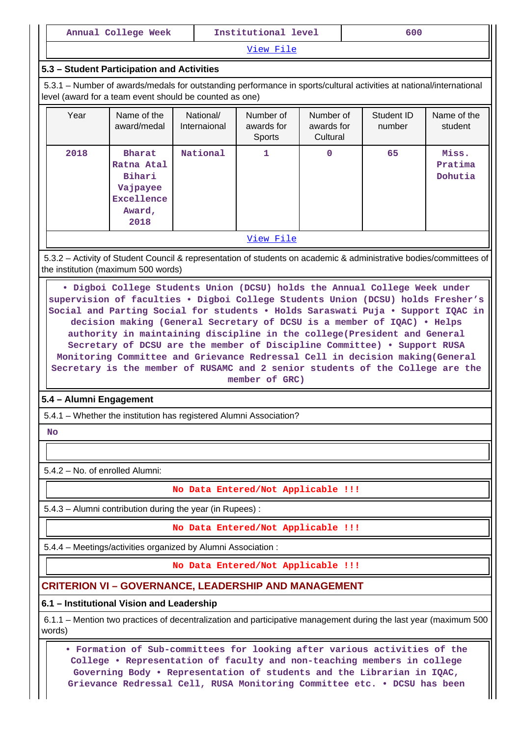| Annual College Week | Institutional level | 600 |
|---|---|---|

View File

### 5.3 – Student Participation and Activities

5.3.1 – Number of awards/medals for outstanding performance in sports/cultural activities at national/international level (award for a team event should be counted as one)

| Year | Name of the award/medal | National/ Internaional | Number of awards for Sports | Number of awards for Cultural | Student ID number | Name of the student |
|---|---|---|---|---|---|---|
| 2018 | Bharat Ratna Atal Bihari Vajpayee Excellence Award, 2018 | National | 1 | 0 | 65 | Miss. Pratima Dohutia |

View File

5.3.2 – Activity of Student Council & representation of students on academic & administrative bodies/committees of the institution (maximum 500 words)

• Digboi College Students Union (DCSU) holds the Annual College Week under supervision of faculties • Digboi College Students Union (DCSU) holds Fresher's Social and Parting Social for students • Holds Saraswati Puja • Support IQAC in decision making (General Secretary of DCSU is a member of IQAC) • Helps authority in maintaining discipline in the college(President and General Secretary of DCSU are the member of Discipline Committee) • Support RUSA Monitoring Committee and Grievance Redressal Cell in decision making(General Secretary is the member of RUSAMC and 2 senior students of the College are the member of GRC)

### 5.4 – Alumni Engagement

5.4.1 – Whether the institution has registered Alumni Association?

No

5.4.2 – No. of enrolled Alumni:

No Data Entered/Not Applicable !!!

5.4.3 – Alumni contribution during the year (in Rupees) :

No Data Entered/Not Applicable !!!

5.4.4 – Meetings/activities organized by Alumni Association :

No Data Entered/Not Applicable !!!

## CRITERION VI – GOVERNANCE, LEADERSHIP AND MANAGEMENT

### 6.1 – Institutional Vision and Leadership

6.1.1 – Mention two practices of decentralization and participative management during the last year (maximum 500 words)

• Formation of Sub-committees for looking after various activities of the College • Representation of faculty and non-teaching members in college Governing Body • Representation of students and the Librarian in IQAC, Grievance Redressal Cell, RUSA Monitoring Committee etc. • DCSU has been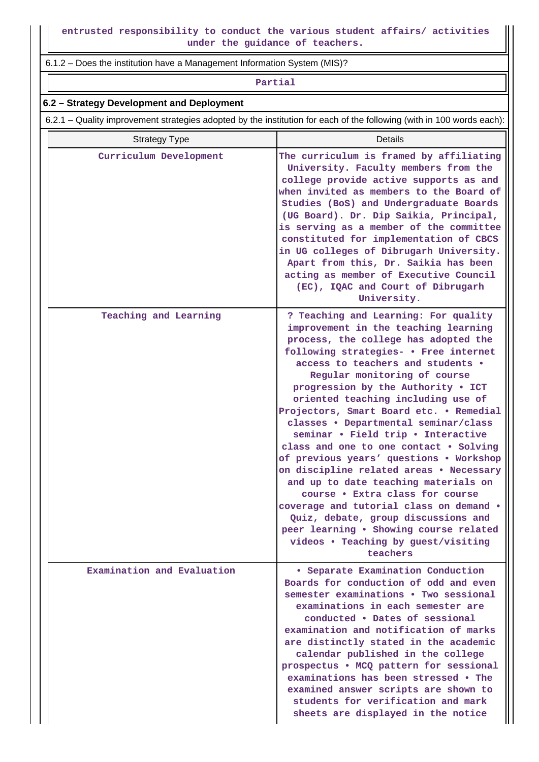entrusted responsibility to conduct the various student affairs/ activities under the guidance of teachers.

6.1.2 – Does the institution have a Management Information System (MIS)?

Partial

### 6.2 – Strategy Development and Deployment

6.2.1 – Quality improvement strategies adopted by the institution for each of the following (with in 100 words each):

| Strategy Type | Details |
|---|---|
| Curriculum Development | The curriculum is framed by affiliating University. Faculty members from the college provide active supports as and when invited as members to the Board of Studies (BoS) and Undergraduate Boards (UG Board). Dr. Dip Saikia, Principal, is serving as a member of the committee constituted for implementation of CBCS in UG colleges of Dibrugarh University. Apart from this, Dr. Saikia has been acting as member of Executive Council (EC), IQAC and Court of Dibrugarh University. |
| Teaching and Learning | ? Teaching and Learning: For quality improvement in the teaching learning process, the college has adopted the following strategies- • Free internet access to teachers and students • Regular monitoring of course progression by the Authority • ICT oriented teaching including use of Projectors, Smart Board etc. • Remedial classes • Departmental seminar/class seminar • Field trip • Interactive class and one to one contact • Solving of previous years' questions • Workshop on discipline related areas • Necessary and up to date teaching materials on course • Extra class for course coverage and tutorial class on demand • Quiz, debate, group discussions and peer learning • Showing course related videos • Teaching by guest/visiting teachers |
| Examination and Evaluation | • Separate Examination Conduction Boards for conduction of odd and even semester examinations • Two sessional examinations in each semester are conducted • Dates of sessional examination and notification of marks are distinctly stated in the academic calendar published in the college prospectus • MCQ pattern for sessional examinations has been stressed • The examined answer scripts are shown to students for verification and mark sheets are displayed in the notice |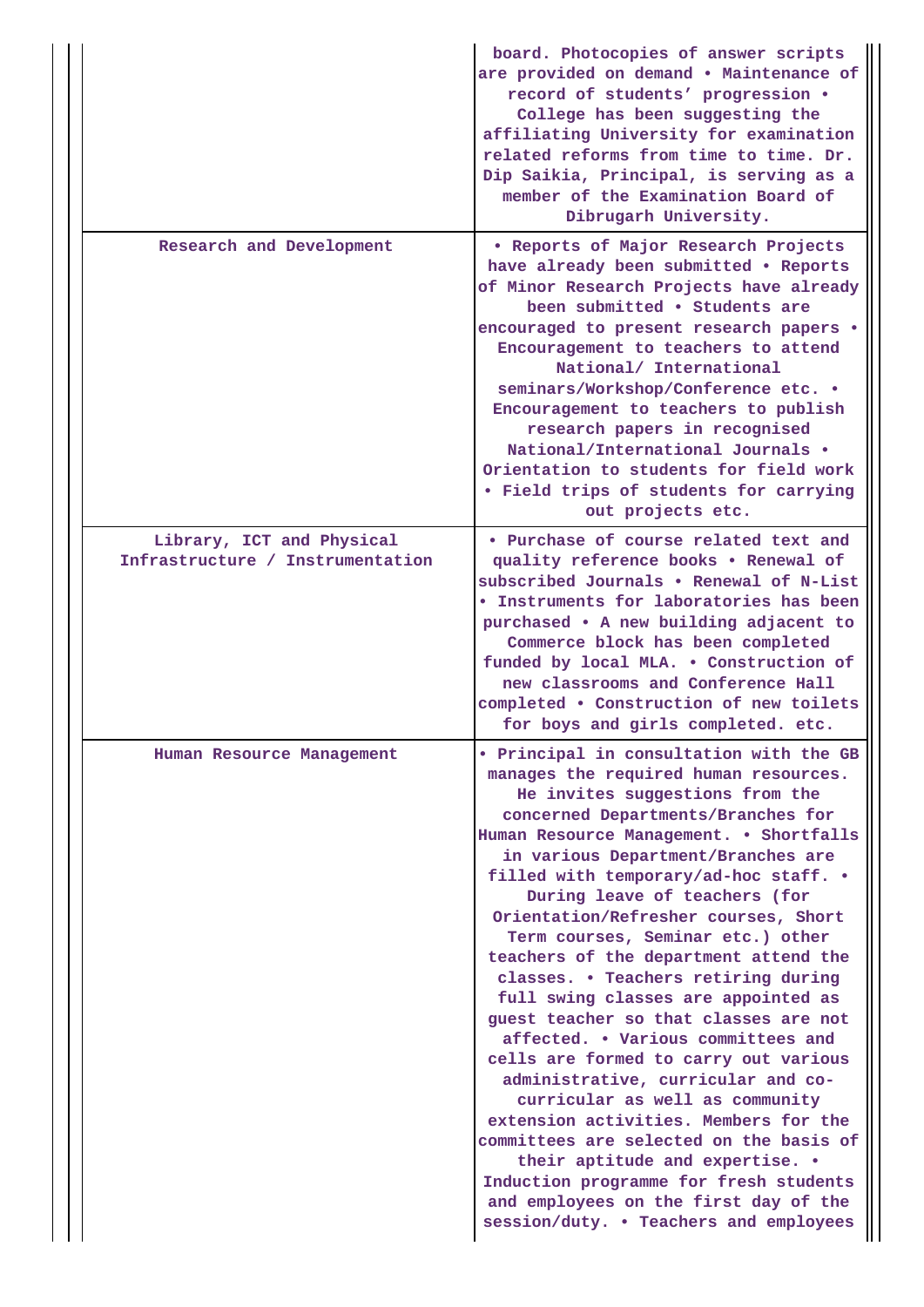| | |
|---|---|
| | board. Photocopies of answer scripts are provided on demand • Maintenance of record of students' progression • College has been suggesting the affiliating University for examination related reforms from time to time. Dr. Dip Saikia, Principal, is serving as a member of the Examination Board of Dibrugarh University. |
| Research and Development | • Reports of Major Research Projects have already been submitted • Reports of Minor Research Projects have already been submitted • Students are encouraged to present research papers • Encouragement to teachers to attend National/ International seminars/Workshop/Conference etc. • Encouragement to teachers to publish research papers in recognised National/International Journals • Orientation to students for field work • Field trips of students for carrying out projects etc. |
| Library, ICT and Physical Infrastructure / Instrumentation | • Purchase of course related text and quality reference books • Renewal of subscribed Journals • Renewal of N-List • Instruments for laboratories has been purchased • A new building adjacent to Commerce block has been completed funded by local MLA. • Construction of new classrooms and Conference Hall completed • Construction of new toilets for boys and girls completed. etc. |
| Human Resource Management | • Principal in consultation with the GB manages the required human resources. He invites suggestions from the concerned Departments/Branches for Human Resource Management. • Shortfalls in various Department/Branches are filled with temporary/ad-hoc staff. • During leave of teachers (for Orientation/Refresher courses, Short Term courses, Seminar etc.) other teachers of the department attend the classes. • Teachers retiring during full swing classes are appointed as guest teacher so that classes are not affected. • Various committees and cells are formed to carry out various administrative, curricular and co-curricular as well as community extension activities. Members for the committees are selected on the basis of their aptitude and expertise. • Induction programme for fresh students and employees on the first day of the session/duty. • Teachers and employees |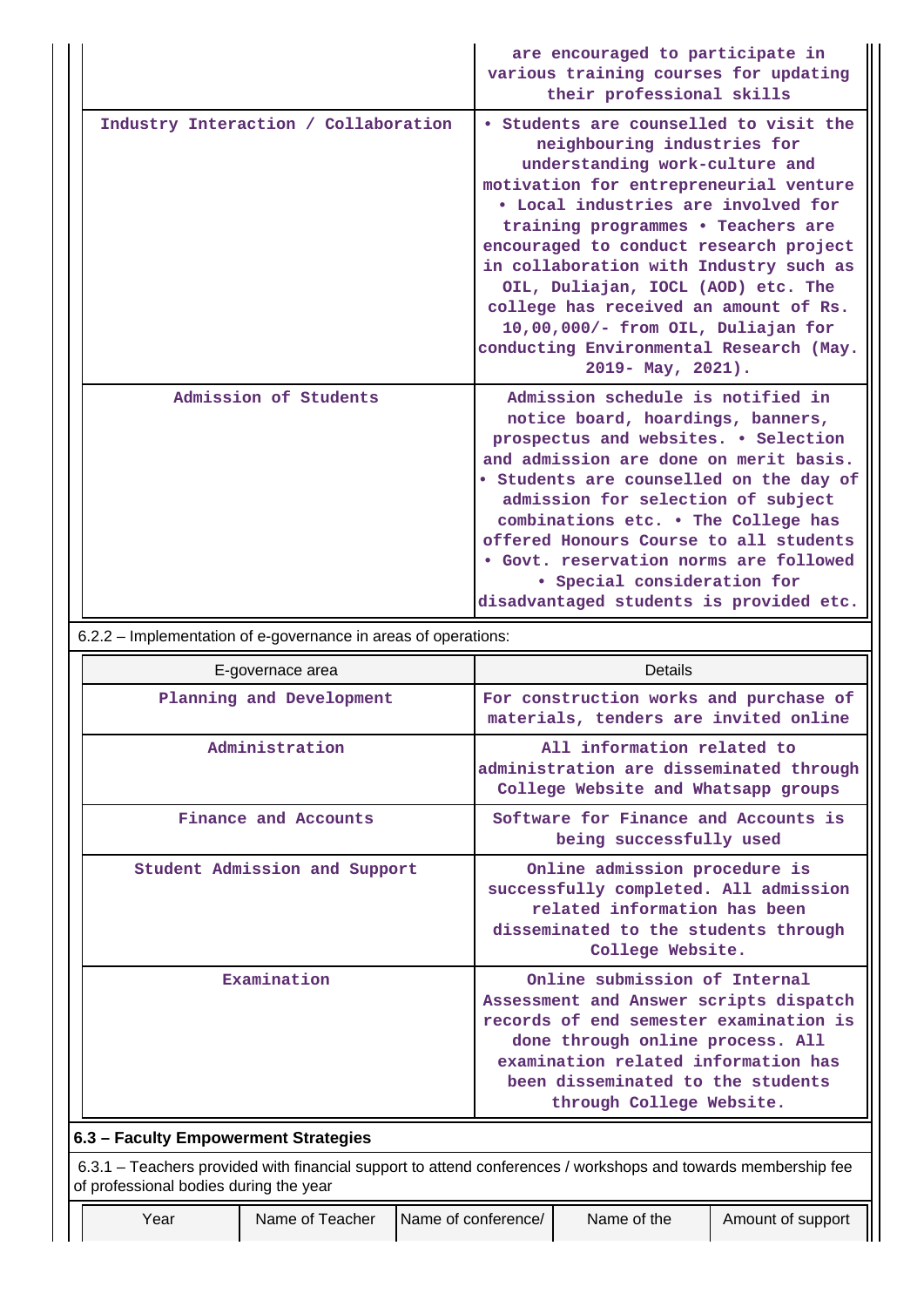| | |
|---|---|
| | are encouraged to participate in various training courses for updating their professional skills |
| Industry Interaction / Collaboration | • Students are counselled to visit the neighbouring industries for understanding work-culture and motivation for entrepreneurial venture • Local industries are involved for training programmes • Teachers are encouraged to conduct research project in collaboration with Industry such as OIL, Duliajan, IOCL (AOD) etc. The college has received an amount of Rs. 10,00,000/- from OIL, Duliajan for conducting Environmental Research (May. 2019- May, 2021). |
| Admission of Students | Admission schedule is notified in notice board, hoardings, banners, prospectus and websites. • Selection and admission are done on merit basis. • Students are counselled on the day of admission for selection of subject combinations etc. • The College has offered Honours Course to all students • Govt. reservation norms are followed • Special consideration for disadvantaged students is provided etc. |

6.2.2 – Implementation of e-governance in areas of operations:

| E-governace area | Details |
|---|---|
| Planning and Development | For construction works and purchase of materials, tenders are invited online |
| Administration | All information related to administration are disseminated through College Website and Whatsapp groups |
| Finance and Accounts | Software for Finance and Accounts is being successfully used |
| Student Admission and Support | Online admission procedure is successfully completed. All admission related information has been disseminated to the students through College Website. |
| Examination | Online submission of Internal Assessment and Answer scripts dispatch records of end semester examination is done through online process. All examination related information has been disseminated to the students through College Website. |

**6.3 – Faculty Empowerment Strategies**

6.3.1 – Teachers provided with financial support to attend conferences / workshops and towards membership fee of professional bodies during the year

| Year | Name of Teacher | Name of conference/ | Name of the | Amount of support |
|---|---|---|---|---|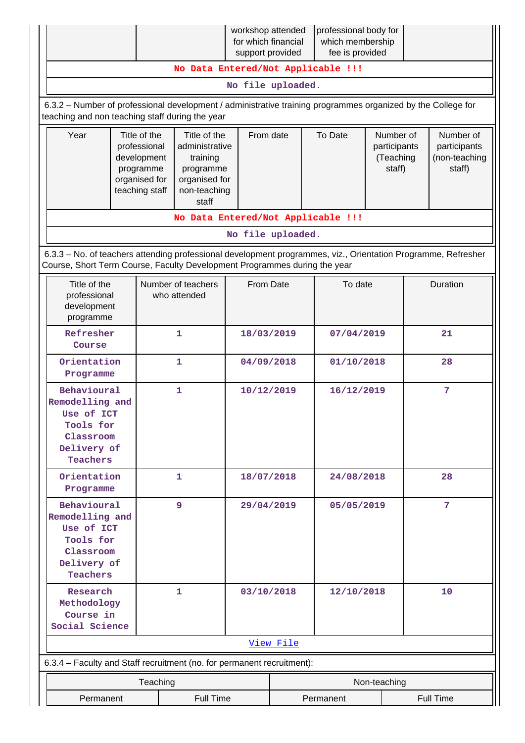| | | workshop attended for which financial support provided | professional body for which membership fee is provided | |
|---|---|---|---|---|
| No Data Entered/Not Applicable !!! | | | | |
| No file uploaded. | | | | |

6.3.2 – Number of professional development / administrative training programmes organized by the College for teaching and non teaching staff during the year

| Year | Title of the professional development programme organised for teaching staff | Title of the administrative training programme organised for non-teaching staff | From date | To Date | Number of participants (Teaching staff) | Number of participants (non-teaching staff) |
|---|---|---|---|---|---|---|
| No Data Entered/Not Applicable !!! | | | | | | |
| No file uploaded. | | | | | | |

6.3.3 – No. of teachers attending professional development programmes, viz., Orientation Programme, Refresher Course, Short Term Course, Faculty Development Programmes during the year

| Title of the professional development programme | Number of teachers who attended | From Date | To date | Duration |
|---|---|---|---|---|
| Refresher Course | 1 | 18/03/2019 | 07/04/2019 | 21 |
| Orientation Programme | 1 | 04/09/2018 | 01/10/2018 | 28 |
| Behavioural Remodelling and Use of ICT Tools for Classroom Delivery of Teachers | 1 | 10/12/2019 | 16/12/2019 | 7 |
| Orientation Programme | 1 | 18/07/2018 | 24/08/2018 | 28 |
| Behavioural Remodelling and Use of ICT Tools for Classroom Delivery of Teachers | 9 | 29/04/2019 | 05/05/2019 | 7 |
| Research Methodology Course in Social Science | 1 | 03/10/2018 | 12/10/2018 | 10 |
| View File | | | | |

6.3.4 – Faculty and Staff recruitment (no. for permanent recruitment):

| Teaching | | Non-teaching | |
|---|---|---|---|
| Permanent | Full Time | Permanent | Full Time |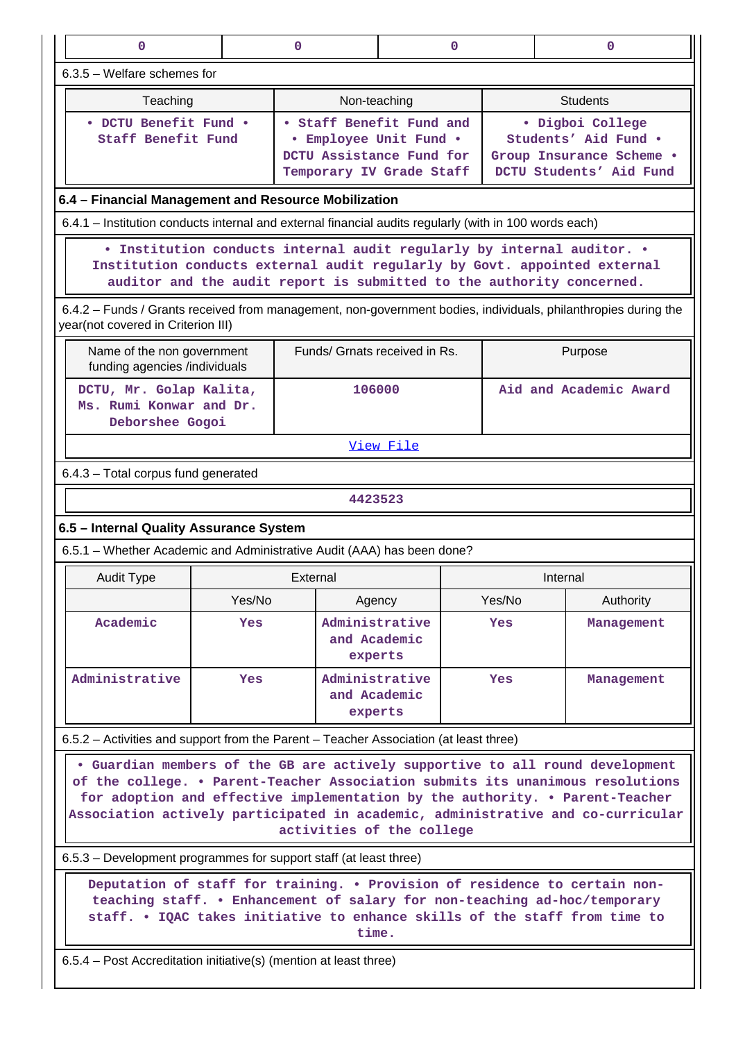| 0 | 0 | 0 | 0 |
|---|---|---|---|

6.3.5 – Welfare schemes for

| Teaching | Non-teaching | Students |
|---|---|---|
| • DCTU Benefit Fund • Staff Benefit Fund | • Staff Benefit Fund and • Employee Unit Fund • DCTU Assistance Fund for Temporary IV Grade Staff | • Digboi College Students' Aid Fund • Group Insurance Scheme • DCTU Students' Aid Fund |

**6.4 – Financial Management and Resource Mobilization**

6.4.1 – Institution conducts internal and external financial audits regularly (with in 100 words each)

• Institution conducts internal audit regularly by internal auditor. • Institution conducts external audit regularly by Govt. appointed external auditor and the audit report is submitted to the authority concerned.

6.4.2 – Funds / Grants received from management, non-government bodies, individuals, philanthropies during the year(not covered in Criterion III)

| Name of the non government funding agencies /individuals | Funds/ Grnats received in Rs. | Purpose |
|---|---|---|
| DCTU, Mr. Golap Kalita, Ms. Rumi Konwar and Dr. Deborshee Gogoi | 106000 | Aid and Academic Award |
| | View File | |

6.4.3 – Total corpus fund generated

4423523

**6.5 – Internal Quality Assurance System**

6.5.1 – Whether Academic and Administrative Audit (AAA) has been done?

| Audit Type | External | | Internal | |
|---|---|---|---|---|
| | Yes/No | Agency | Yes/No | Authority |
| Academic | Yes | Administrative and Academic experts | Yes | Management |
| Administrative | Yes | Administrative and Academic experts | Yes | Management |

6.5.2 – Activities and support from the Parent – Teacher Association (at least three)

• Guardian members of the GB are actively supportive to all round development of the college. • Parent-Teacher Association submits its unanimous resolutions for adoption and effective implementation by the authority. • Parent-Teacher Association actively participated in academic, administrative and co-curricular activities of the college

6.5.3 – Development programmes for support staff (at least three)

Deputation of staff for training. • Provision of residence to certain non-teaching staff. • Enhancement of salary for non-teaching ad-hoc/temporary staff. • IQAC takes initiative to enhance skills of the staff from time to time.

6.5.4 – Post Accreditation initiative(s) (mention at least three)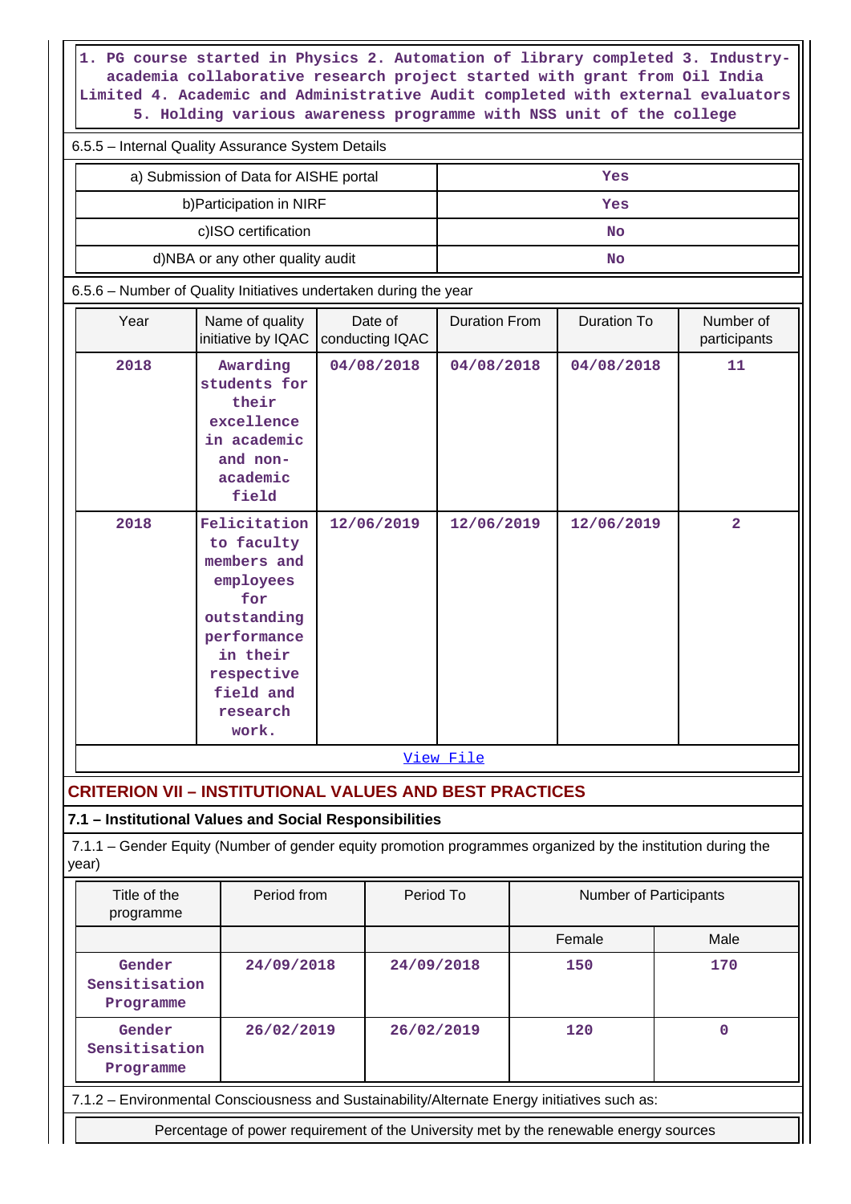1. PG course started in Physics 2. Automation of library completed 3. Industry-academia collaborative research project started with grant from Oil India Limited 4. Academic and Administrative Audit completed with external evaluators 5. Holding various awareness programme with NSS unit of the college

6.5.5 – Internal Quality Assurance System Details

| | |
|---|---|
| a) Submission of Data for AISHE portal | Yes |
| b)Participation in NIRF | Yes |
| c)ISO certification | No |
| d)NBA or any other quality audit | No |

6.5.6 – Number of Quality Initiatives undertaken during the year

| Year | Name of quality initiative by IQAC | Date of conducting IQAC | Duration From | Duration To | Number of participants |
|---|---|---|---|---|---|
| 2018 | Awarding students for their excellence in academic and non-academic field | 04/08/2018 | 04/08/2018 | 04/08/2018 | 11 |
| 2018 | Felicitation to faculty members and employees for outstanding performance in their respective field and research work. | 12/06/2019 | 12/06/2019 | 12/06/2019 | 2 |

View File

## CRITERION VII – INSTITUTIONAL VALUES AND BEST PRACTICES

### 7.1 – Institutional Values and Social Responsibilities

7.1.1 – Gender Equity (Number of gender equity promotion programmes organized by the institution during the year)

| Title of the programme | Period from | Period To | Number of Participants | |
|---|---|---|---|---|
| | | | Female | Male |
| Gender Sensitisation Programme | 24/09/2018 | 24/09/2018 | 150 | 170 |
| Gender Sensitisation Programme | 26/02/2019 | 26/02/2019 | 120 | 0 |

7.1.2 – Environmental Consciousness and Sustainability/Alternate Energy initiatives such as:

Percentage of power requirement of the University met by the renewable energy sources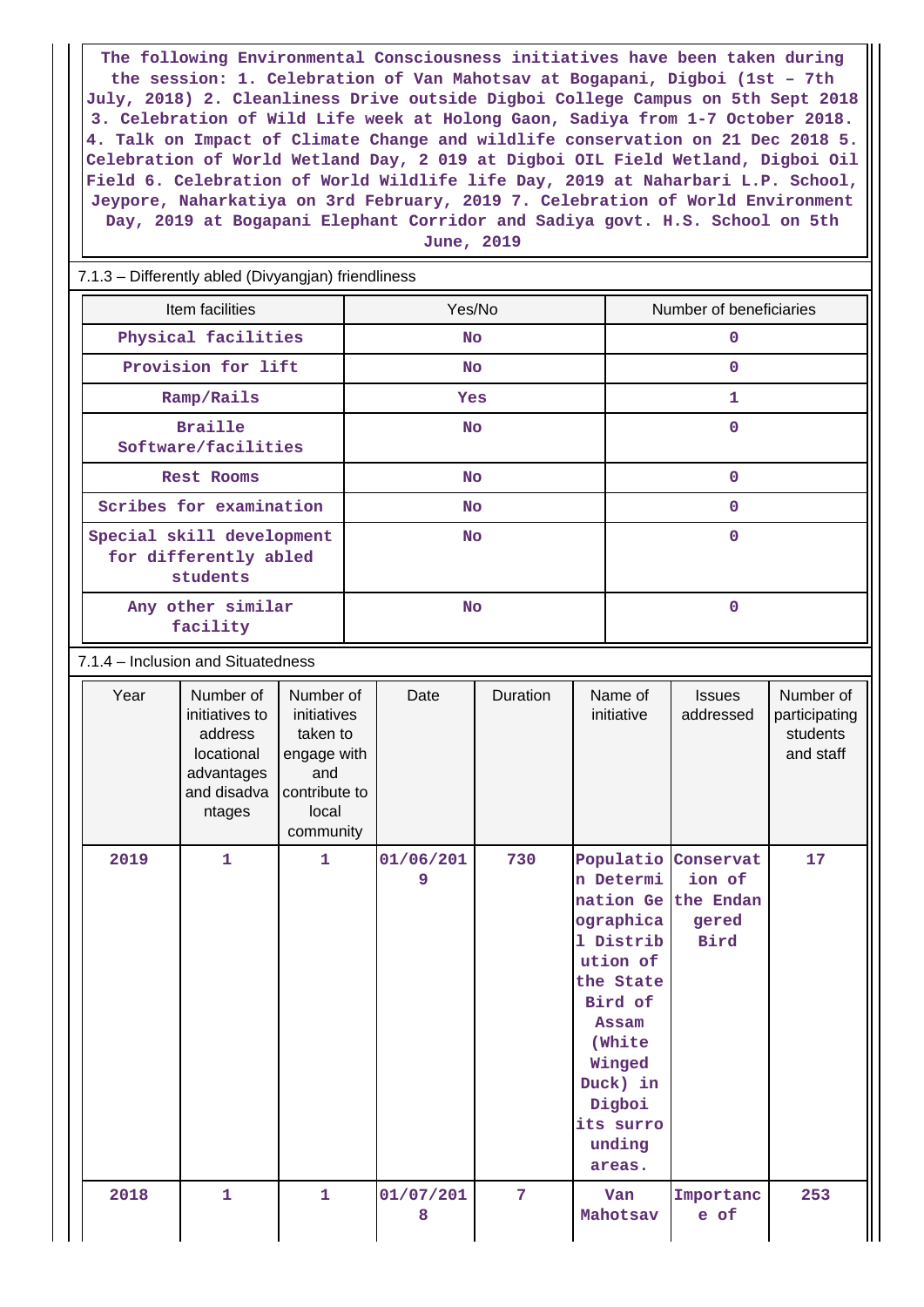The following Environmental Consciousness initiatives have been taken during the session: 1. Celebration of Van Mahotsav at Bogapani, Digboi (1st – 7th July, 2018) 2. Cleanliness Drive outside Digboi College Campus on 5th Sept 2018 3. Celebration of Wild Life week at Holong Gaon, Sadiya from 1-7 October 2018. 4. Talk on Impact of Climate Change and wildlife conservation on 21 Dec 2018 5. Celebration of World Wetland Day, 2 019 at Digboi OIL Field Wetland, Digboi Oil Field 6. Celebration of World Wildlife life Day, 2019 at Naharbari L.P. School, Jeypore, Naharkatiya on 3rd February, 2019 7. Celebration of World Environment Day, 2019 at Bogapani Elephant Corridor and Sadiya govt. H.S. School on 5th June, 2019

7.1.3 – Differently abled (Divyangjan) friendliness

| Item facilities | Yes/No | Number of beneficiaries |
|---|---|---|
| Physical facilities | No | 0 |
| Provision for lift | No | 0 |
| Ramp/Rails | Yes | 1 |
| Braille Software/facilities | No | 0 |
| Rest Rooms | No | 0 |
| Scribes for examination | No | 0 |
| Special skill development for differently abled students | No | 0 |
| Any other similar facility | No | 0 |

7.1.4 – Inclusion and Situatedness

| Year | Number of initiatives to address locational advantages and disadvantages | Number of initiatives taken to engage with and contribute to local community | Date | Duration | Name of initiative | Issues addressed | Number of participating students and staff |
|---|---|---|---|---|---|---|---|
| 2019 | 1 | 1 | 01/06/2019 | 730 | Population Determination Geographical Distribution of the State Bird of Assam (White Winged Duck) in Digboi its surrounding areas. | Conservation of the Endangered Bird | 17 |
| 2018 | 1 | 1 | 01/07/2018 | 7 | Van Mahotsav | Importance of | 253 |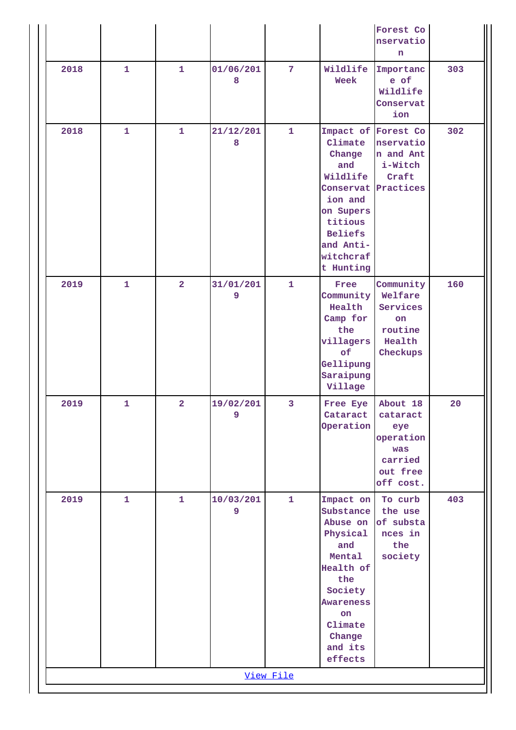|  |  |  |  |  |  | Forest Conservation |  |
|---|---|---|---|---|---|---|---|
| 2018 | 1 | 1 | 01/06/2018 | 7 | Wildlife Week | Importance of Wildlife Conservation | 303 |
| 2018 | 1 | 1 | 21/12/2018 | 1 | Impact of Climate Change and Wildlife Conservation and on Superstitious Beliefs and Anti-witchcraft Hunting | Forest Conservation and Anti-Witch Craft Practices | 302 |
| 2019 | 1 | 2 | 31/01/2019 | 1 | Free Community Health Camp for the villagers of Gellipung Saraipung Village | Community Welfare Services on routine Health Checkups | 160 |
| 2019 | 1 | 2 | 19/02/2019 | 3 | Free Eye Cataract Operation | About 18 cataract eye operation was carried out free off cost. | 20 |
| 2019 | 1 | 1 | 10/03/2019 | 1 | Impact on Substance Abuse on Physical and Mental Health of the Society Awareness on Climate Change and its effects | To curb the use of substances in the society | 403 |

[View File]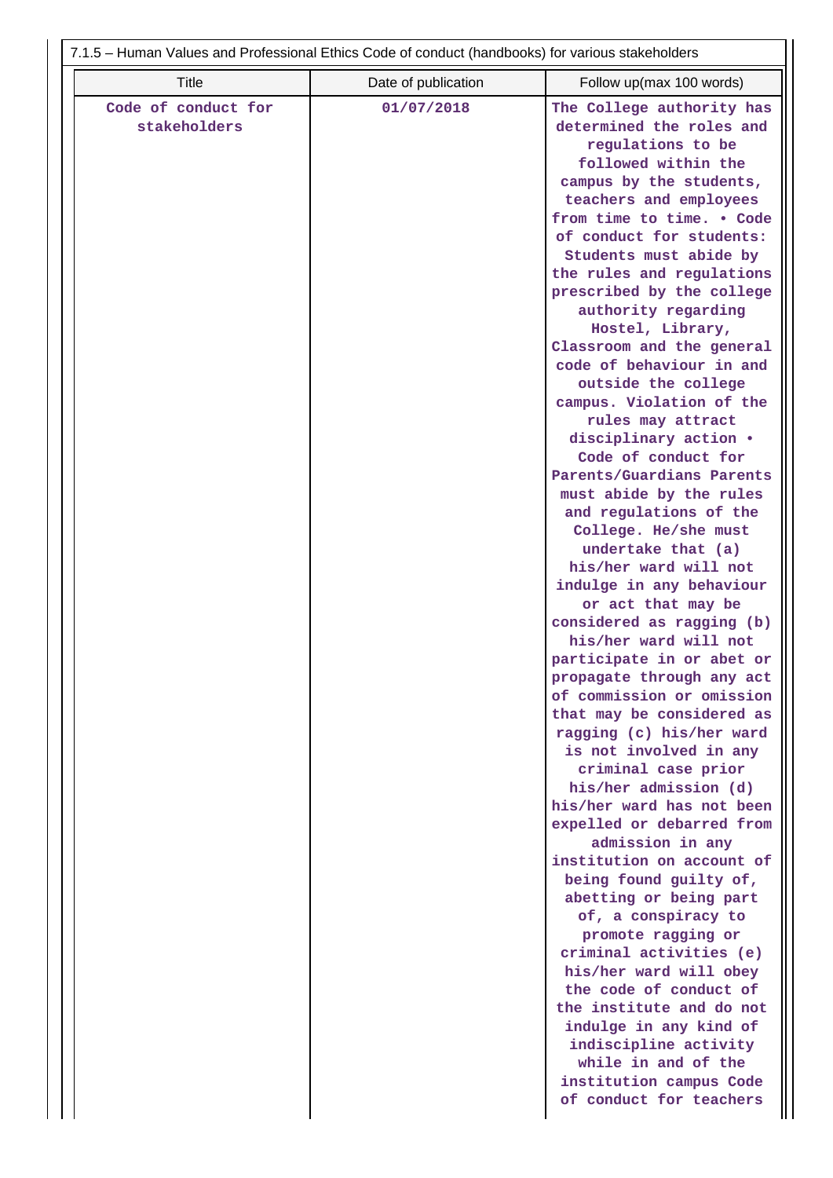7.1.5 – Human Values and Professional Ethics Code of conduct (handbooks) for various stakeholders

| Title | Date of publication | Follow up(max 100 words) |
|---|---|---|
| Code of conduct for stakeholders | 01/07/2018 | The College authority has determined the roles and regulations to be followed within the campus by the students, teachers and employees from time to time. • Code of conduct for students: Students must abide by the rules and regulations prescribed by the college authority regarding Hostel, Library, Classroom and the general code of behaviour in and outside the college campus. Violation of the rules may attract disciplinary action • Code of conduct for Parents/Guardians Parents must abide by the rules and regulations of the College. He/she must undertake that (a) his/her ward will not indulge in any behaviour or act that may be considered as ragging (b) his/her ward will not participate in or abet or propagate through any act of commission or omission that may be considered as ragging (c) his/her ward is not involved in any criminal case prior his/her admission (d) his/her ward has not been expelled or debarred from admission in any institution on account of being found guilty of, abetting or being part of, a conspiracy to promote ragging or criminal activities (e) his/her ward will obey the code of conduct of the institute and do not indulge in any kind of indiscipline activity while in and of the institution campus Code of conduct for teachers |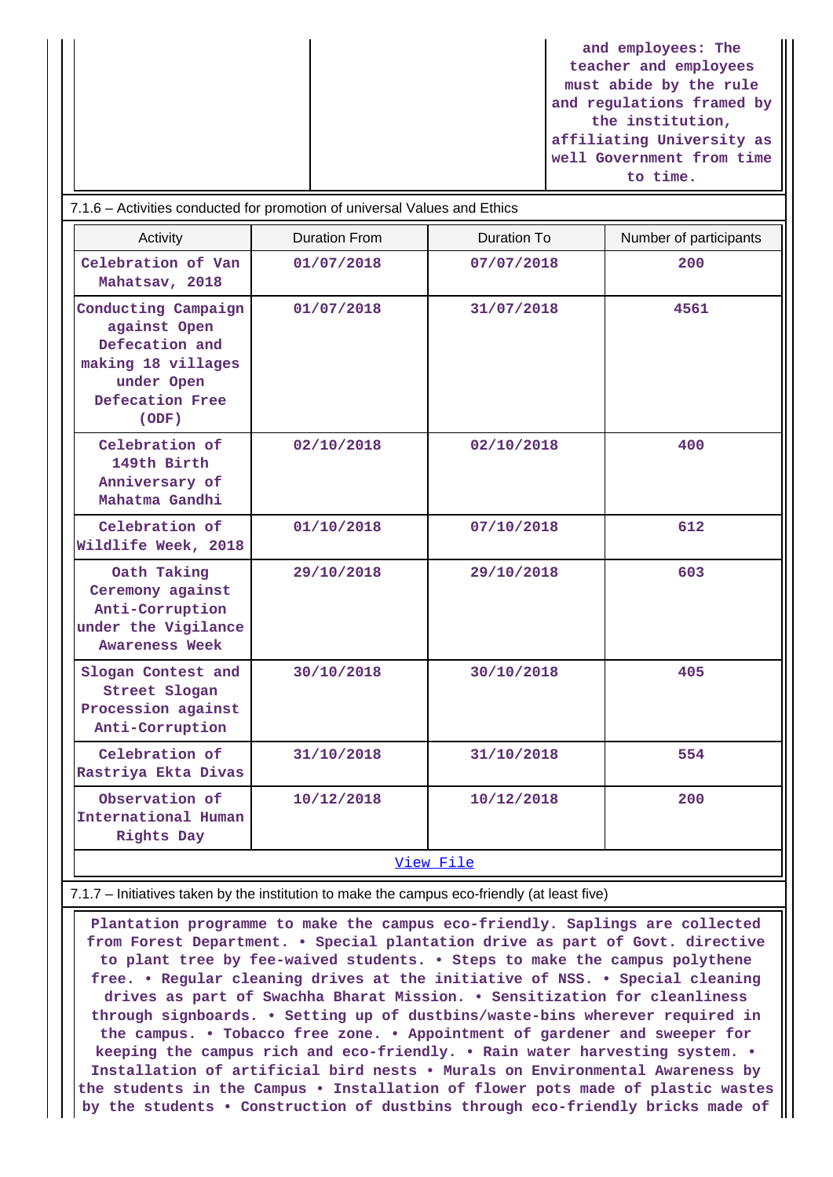| | | and employees: The teacher and employees must abide by the rule and regulations framed by the institution, affiliating University as well Government from time to time. |
|---|---|---|

7.1.6 – Activities conducted for promotion of universal Values and Ethics

| Activity | Duration From | Duration To | Number of participants |
|---|---|---|---|
| Celebration of Van Mahatsav, 2018 | 01/07/2018 | 07/07/2018 | 200 |
| Conducting Campaign against Open Defecation and making 18 villages under Open Defecation Free (ODF) | 01/07/2018 | 31/07/2018 | 4561 |
| Celebration of 149th Birth Anniversary of Mahatma Gandhi | 02/10/2018 | 02/10/2018 | 400 |
| Celebration of Wildlife Week, 2018 | 01/10/2018 | 07/10/2018 | 612 |
| Oath Taking Ceremony against Anti-Corruption under the Vigilance Awareness Week | 29/10/2018 | 29/10/2018 | 603 |
| Slogan Contest and Street Slogan Procession against Anti-Corruption | 30/10/2018 | 30/10/2018 | 405 |
| Celebration of Rastriya Ekta Divas | 31/10/2018 | 31/10/2018 | 554 |
| Observation of International Human Rights Day | 10/12/2018 | 10/12/2018 | 200 |

View File

7.1.7 – Initiatives taken by the institution to make the campus eco-friendly (at least five)

Plantation programme to make the campus eco-friendly. Saplings are collected from Forest Department. • Special plantation drive as part of Govt. directive to plant tree by fee-waived students. • Steps to make the campus polythene free. • Regular cleaning drives at the initiative of NSS. • Special cleaning drives as part of Swachha Bharat Mission. • Sensitization for cleanliness through signboards. • Setting up of dustbins/waste-bins wherever required in the campus. • Tobacco free zone. • Appointment of gardener and sweeper for keeping the campus rich and eco-friendly. • Rain water harvesting system. • Installation of artificial bird nests • Murals on Environmental Awareness by the students in the Campus • Installation of flower pots made of plastic wastes by the students • Construction of dustbins through eco-friendly bricks made of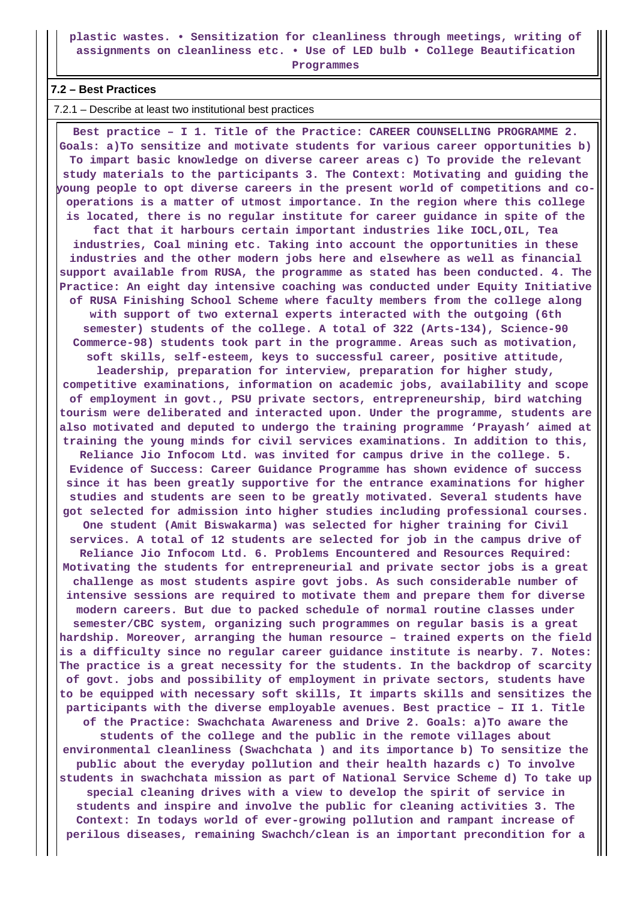**plastic wastes. • Sensitization for cleanliness through meetings, writing of assignments on cleanliness etc. • Use of LED bulb • College Beautification Programmes**

### 7.2 – Best Practices

7.2.1 – Describe at least two institutional best practices

**Best practice – I 1. Title of the Practice: CAREER COUNSELLING PROGRAMME 2. Goals: a)To sensitize and motivate students for various career opportunities b) To impart basic knowledge on diverse career areas c) To provide the relevant study materials to the participants 3. The Context: Motivating and guiding the young people to opt diverse careers in the present world of competitions and co-operations is a matter of utmost importance. In the region where this college is located, there is no regular institute for career guidance in spite of the fact that it harbours certain important industries like IOCL,OIL, Tea industries, Coal mining etc. Taking into account the opportunities in these industries and the other modern jobs here and elsewhere as well as financial support available from RUSA, the programme as stated has been conducted. 4. The Practice: An eight day intensive coaching was conducted under Equity Initiative of RUSA Finishing School Scheme where faculty members from the college along with support of two external experts interacted with the outgoing (6th semester) students of the college. A total of 322 (Arts-134), Science-90 Commerce-98) students took part in the programme. Areas such as motivation, soft skills, self-esteem, keys to successful career, positive attitude, leadership, preparation for interview, preparation for higher study, competitive examinations, information on academic jobs, availability and scope of employment in govt., PSU private sectors, entrepreneurship, bird watching tourism were deliberated and interacted upon. Under the programme, students are also motivated and deputed to undergo the training programme 'Prayash' aimed at training the young minds for civil services examinations. In addition to this, Reliance Jio Infocom Ltd. was invited for campus drive in the college. 5. Evidence of Success: Career Guidance Programme has shown evidence of success since it has been greatly supportive for the entrance examinations for higher studies and students are seen to be greatly motivated. Several students have got selected for admission into higher studies including professional courses. One student (Amit Biswakarma) was selected for higher training for Civil services. A total of 12 students are selected for job in the campus drive of Reliance Jio Infocom Ltd. 6. Problems Encountered and Resources Required: Motivating the students for entrepreneurial and private sector jobs is a great challenge as most students aspire govt jobs. As such considerable number of intensive sessions are required to motivate them and prepare them for diverse modern careers. But due to packed schedule of normal routine classes under semester/CBC system, organizing such programmes on regular basis is a great hardship. Moreover, arranging the human resource – trained experts on the field is a difficulty since no regular career guidance institute is nearby. 7. Notes: The practice is a great necessity for the students. In the backdrop of scarcity of govt. jobs and possibility of employment in private sectors, students have to be equipped with necessary soft skills, It imparts skills and sensitizes the participants with the diverse employable avenues. Best practice – II 1. Title of the Practice: Swachchata Awareness and Drive 2. Goals: a)To aware the students of the college and the public in the remote villages about environmental cleanliness (Swachchata ) and its importance b) To sensitize the public about the everyday pollution and their health hazards c) To involve students in swachchata mission as part of National Service Scheme d) To take up special cleaning drives with a view to develop the spirit of service in students and inspire and involve the public for cleaning activities 3. The Context: In todays world of ever-growing pollution and rampant increase of perilous diseases, remaining Swachch/clean is an important precondition for a**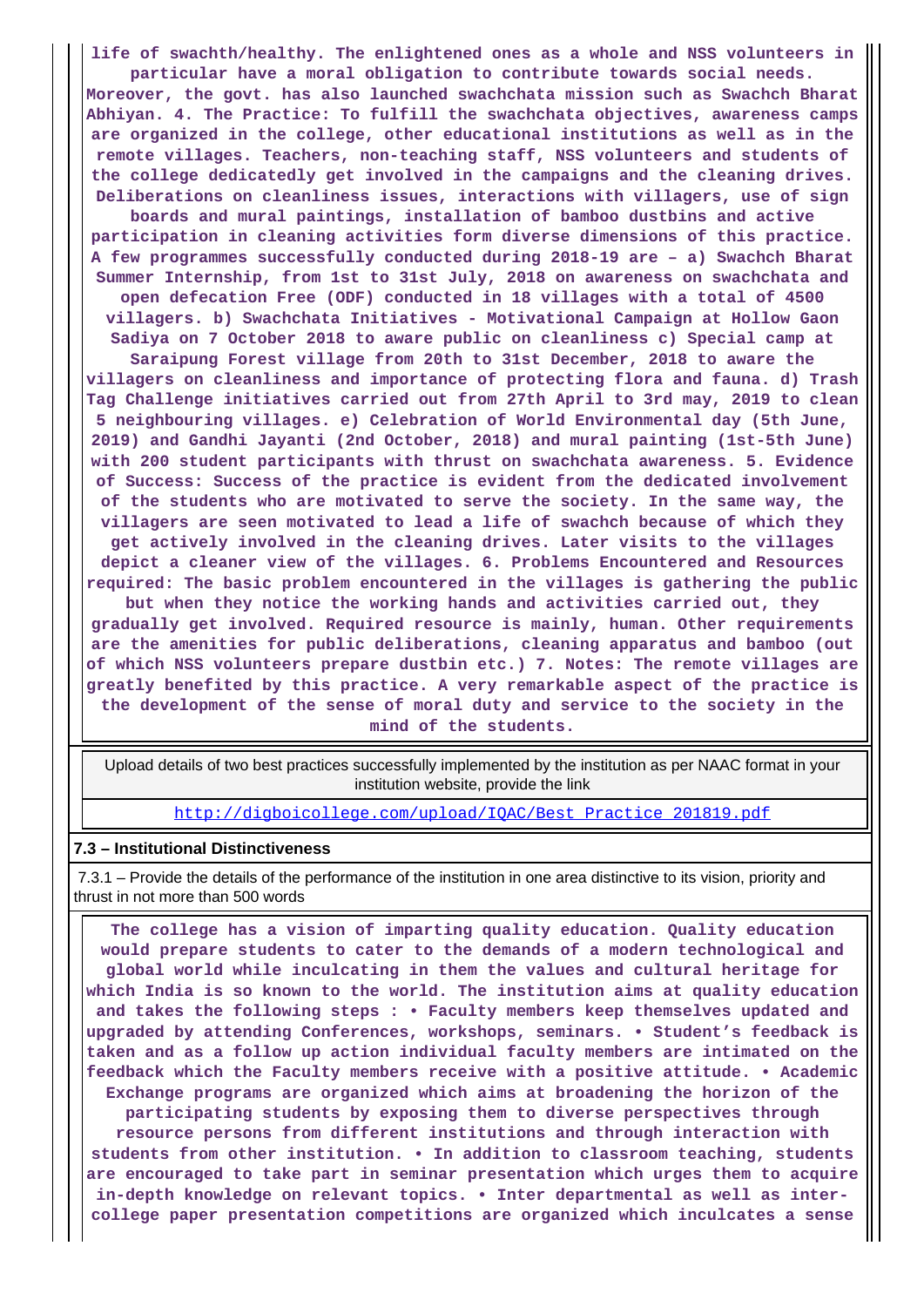life of swachth/healthy. The enlightened ones as a whole and NSS volunteers in particular have a moral obligation to contribute towards social needs. Moreover, the govt. has also launched swachchata mission such as Swachch Bharat Abhiyan. 4. The Practice: To fulfill the swachchata objectives, awareness camps are organized in the college, other educational institutions as well as in the remote villages. Teachers, non-teaching staff, NSS volunteers and students of the college dedicatedly get involved in the campaigns and the cleaning drives. Deliberations on cleanliness issues, interactions with villagers, use of sign boards and mural paintings, installation of bamboo dustbins and active participation in cleaning activities form diverse dimensions of this practice. A few programmes successfully conducted during 2018-19 are – a) Swachch Bharat Summer Internship, from 1st to 31st July, 2018 on awareness on swachchata and open defecation Free (ODF) conducted in 18 villages with a total of 4500 villagers. b) Swachchata Initiatives - Motivational Campaign at Hollow Gaon Sadiya on 7 October 2018 to aware public on cleanliness c) Special camp at Saraipung Forest village from 20th to 31st December, 2018 to aware the villagers on cleanliness and importance of protecting flora and fauna. d) Trash Tag Challenge initiatives carried out from 27th April to 3rd may, 2019 to clean 5 neighbouring villages. e) Celebration of World Environmental day (5th June, 2019) and Gandhi Jayanti (2nd October, 2018) and mural painting (1st-5th June) with 200 student participants with thrust on swachchata awareness. 5. Evidence of Success: Success of the practice is evident from the dedicated involvement of the students who are motivated to serve the society. In the same way, the villagers are seen motivated to lead a life of swachch because of which they get actively involved in the cleaning drives. Later visits to the villages depict a cleaner view of the villages. 6. Problems Encountered and Resources required: The basic problem encountered in the villages is gathering the public but when they notice the working hands and activities carried out, they gradually get involved. Required resource is mainly, human. Other requirements are the amenities for public deliberations, cleaning apparatus and bamboo (out of which NSS volunteers prepare dustbin etc.) 7. Notes: The remote villages are greatly benefited by this practice. A very remarkable aspect of the practice is the development of the sense of moral duty and service to the society in the mind of the students.

| Upload details of two best practices successfully implemented by the institution as per NAAC format in your institution website, provide the link |
|---|
| http://digboicollege.com/upload/IQAC/Best_Practice_201819.pdf |

**7.3 – Institutional Distinctiveness**

7.3.1 – Provide the details of the performance of the institution in one area distinctive to its vision, priority and thrust in not more than 500 words

The college has a vision of imparting quality education. Quality education would prepare students to cater to the demands of a modern technological and global world while inculcating in them the values and cultural heritage for which India is so known to the world. The institution aims at quality education and takes the following steps : • Faculty members keep themselves updated and upgraded by attending Conferences, workshops, seminars. • Student's feedback is taken and as a follow up action individual faculty members are intimated on the feedback which the Faculty members receive with a positive attitude. • Academic Exchange programs are organized which aims at broadening the horizon of the participating students by exposing them to diverse perspectives through resource persons from different institutions and through interaction with students from other institution. • In addition to classroom teaching, students are encouraged to take part in seminar presentation which urges them to acquire in-depth knowledge on relevant topics. • Inter departmental as well as inter-college paper presentation competitions are organized which inculcates a sense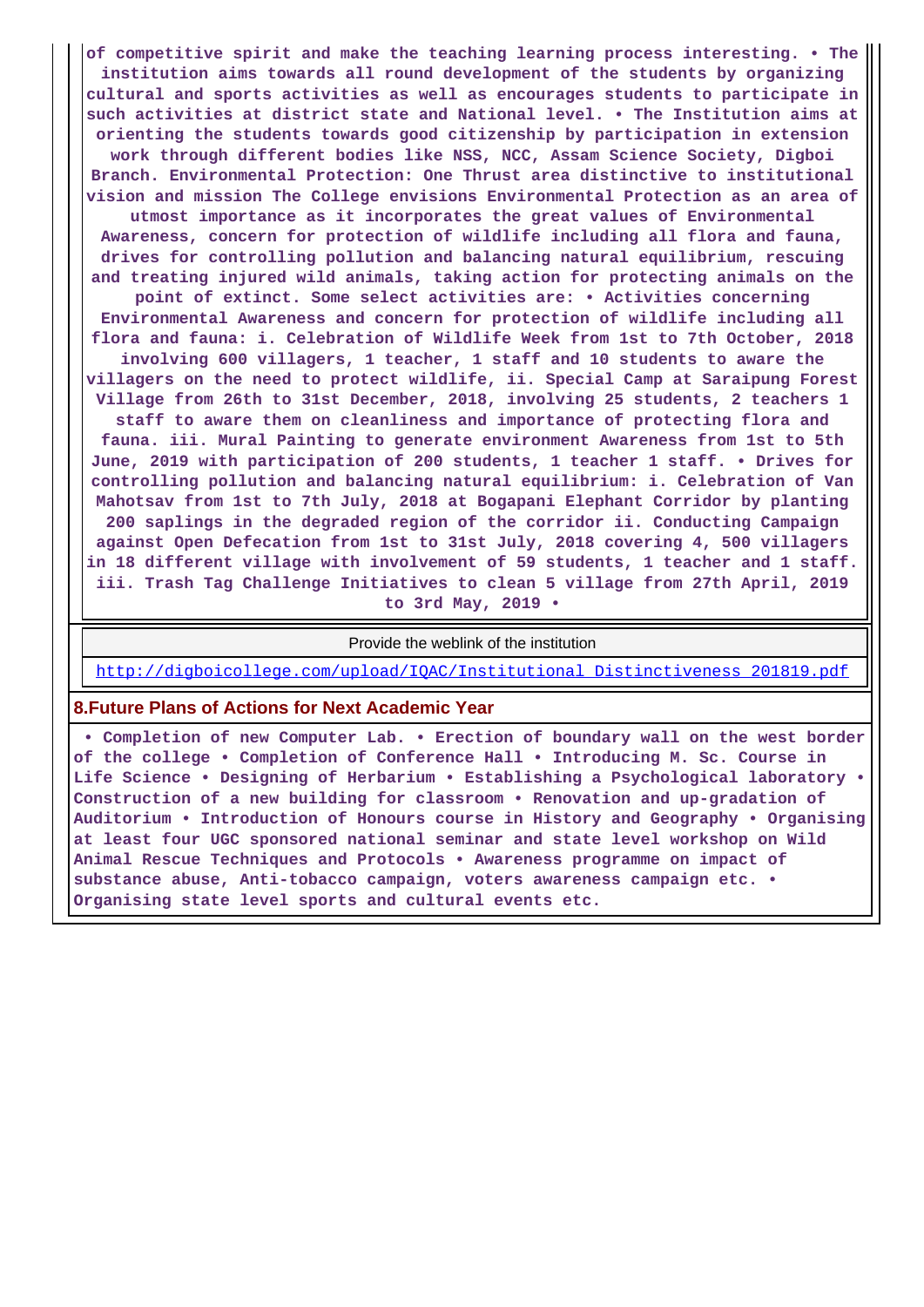of competitive spirit and make the teaching learning process interesting. • The institution aims towards all round development of the students by organizing cultural and sports activities as well as encourages students to participate in such activities at district state and National level. • The Institution aims at orienting the students towards good citizenship by participation in extension work through different bodies like NSS, NCC, Assam Science Society, Digboi Branch. Environmental Protection: One Thrust area distinctive to institutional vision and mission The College envisions Environmental Protection as an area of utmost importance as it incorporates the great values of Environmental Awareness, concern for protection of wildlife including all flora and fauna, drives for controlling pollution and balancing natural equilibrium, rescuing and treating injured wild animals, taking action for protecting animals on the point of extinct. Some select activities are: • Activities concerning Environmental Awareness and concern for protection of wildlife including all flora and fauna: i. Celebration of Wildlife Week from 1st to 7th October, 2018 involving 600 villagers, 1 teacher, 1 staff and 10 students to aware the villagers on the need to protect wildlife, ii. Special Camp at Saraipung Forest Village from 26th to 31st December, 2018, involving 25 students, 2 teachers 1 staff to aware them on cleanliness and importance of protecting flora and fauna. iii. Mural Painting to generate environment Awareness from 1st to 5th June, 2019 with participation of 200 students, 1 teacher 1 staff. • Drives for controlling pollution and balancing natural equilibrium: i. Celebration of Van Mahotsav from 1st to 7th July, 2018 at Bogapani Elephant Corridor by planting 200 saplings in the degraded region of the corridor ii. Conducting Campaign against Open Defecation from 1st to 31st July, 2018 covering 4, 500 villagers in 18 different village with involvement of 59 students, 1 teacher and 1 staff. iii. Trash Tag Challenge Initiatives to clean 5 village from 27th April, 2019 to 3rd May, 2019 •

Provide the weblink of the institution

http://digboicollege.com/upload/IQAC/Institutional_Distinctiveness_201819.pdf

## 8.Future Plans of Actions for Next Academic Year

• Completion of new Computer Lab. • Erection of boundary wall on the west border of the college • Completion of Conference Hall • Introducing M. Sc. Course in Life Science • Designing of Herbarium • Establishing a Psychological laboratory • Construction of a new building for classroom • Renovation and up-gradation of Auditorium • Introduction of Honours course in History and Geography • Organising at least four UGC sponsored national seminar and state level workshop on Wild Animal Rescue Techniques and Protocols • Awareness programme on impact of substance abuse, Anti-tobacco campaign, voters awareness campaign etc. • Organising state level sports and cultural events etc.